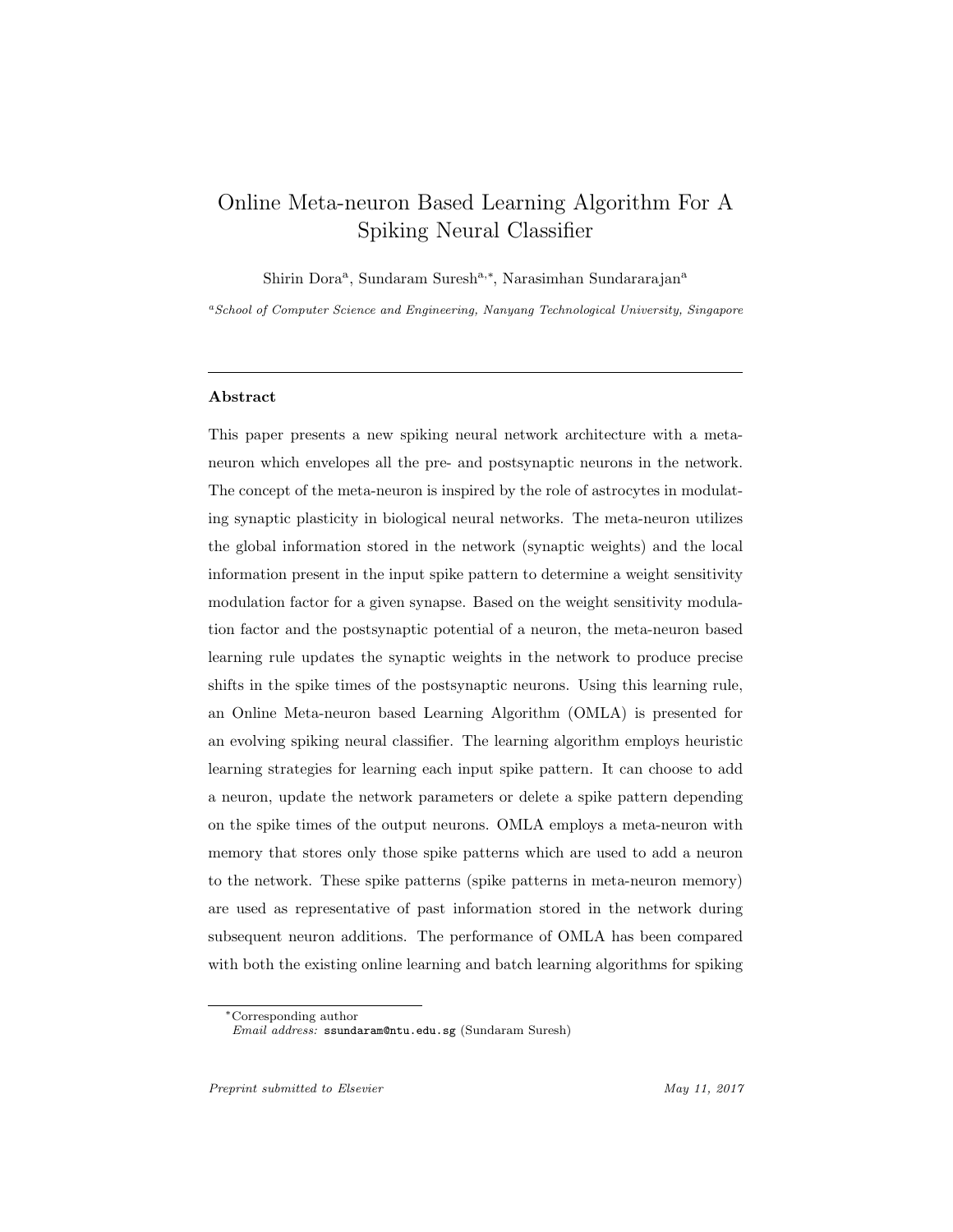# Online Meta-neuron Based Learning Algorithm For A Spiking Neural Classifier

Shirin Dora[a], Sundaram Suresh[a,*], Narasimhan Sundararajan[a]

[a]*School of Computer Science and Engineering, Nanyang Technological University, Singapore*

---

### Abstract

This paper presents a new spiking neural network architecture with a meta-neuron which envelopes all the pre- and postsynaptic neurons in the network. The concept of the meta-neuron is inspired by the role of astrocytes in modulating synaptic plasticity in biological neural networks. The meta-neuron utilizes the global information stored in the network (synaptic weights) and the local information present in the input spike pattern to determine a weight sensitivity modulation factor for a given synapse. Based on the weight sensitivity modulation factor and the postsynaptic potential of a neuron, the meta-neuron based learning rule updates the synaptic weights in the network to produce precise shifts in the spike times of the postsynaptic neurons. Using this learning rule, an Online Meta-neuron based Learning Algorithm (OMLA) is presented for an evolving spiking neural classifier. The learning algorithm employs heuristic learning strategies for learning each input spike pattern. It can choose to add a neuron, update the network parameters or delete a spike pattern depending on the spike times of the output neurons. OMLA employs a meta-neuron with memory that stores only those spike patterns which are used to add a neuron to the network. These spike patterns (spike patterns in meta-neuron memory) are used as representative of past information stored in the network during subsequent neuron additions. The performance of OMLA has been compared with both the existing online learning and batch learning algorithms for spiking

---

*Corresponding author
*Email address:* ssundaram@ntu.edu.sg (Sundaram Suresh)

*Preprint submitted to Elsevier* *May 11, 2017*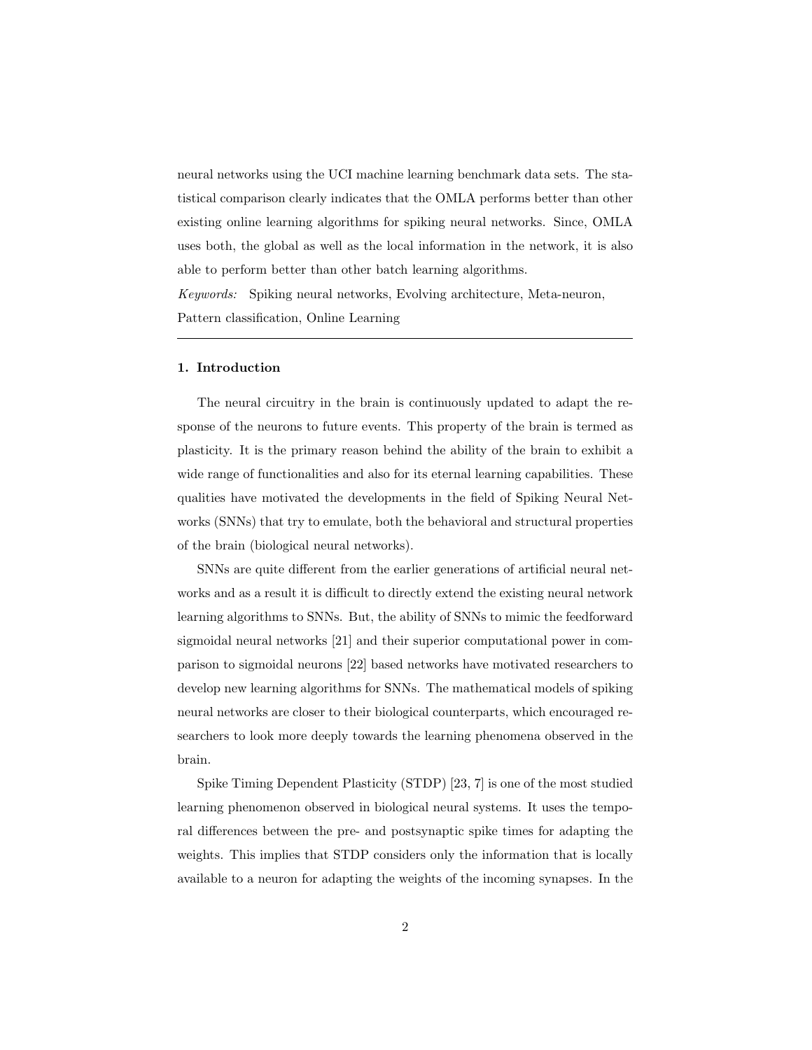neural networks using the UCI machine learning benchmark data sets. The statistical comparison clearly indicates that the OMLA performs better than other existing online learning algorithms for spiking neural networks. Since, OMLA uses both, the global as well as the local information in the network, it is also able to perform better than other batch learning algorithms.

*Keywords:* Spiking neural networks, Evolving architecture, Meta-neuron, Pattern classification, Online Learning

---

## 1. Introduction

The neural circuitry in the brain is continuously updated to adapt the response of the neurons to future events. This property of the brain is termed as plasticity. It is the primary reason behind the ability of the brain to exhibit a wide range of functionalities and also for its eternal learning capabilities. These qualities have motivated the developments in the field of Spiking Neural Networks (SNNs) that try to emulate, both the behavioral and structural properties of the brain (biological neural networks).

SNNs are quite different from the earlier generations of artificial neural networks and as a result it is difficult to directly extend the existing neural network learning algorithms to SNNs. But, the ability of SNNs to mimic the feedforward sigmoidal neural networks [21] and their superior computational power in comparison to sigmoidal neurons [22] based networks have motivated researchers to develop new learning algorithms for SNNs. The mathematical models of spiking neural networks are closer to their biological counterparts, which encouraged researchers to look more deeply towards the learning phenomena observed in the brain.

Spike Timing Dependent Plasticity (STDP) [23, 7] is one of the most studied learning phenomenon observed in biological neural systems. It uses the temporal differences between the pre- and postsynaptic spike times for adapting the weights. This implies that STDP considers only the information that is locally available to a neuron for adapting the weights of the incoming synapses. In the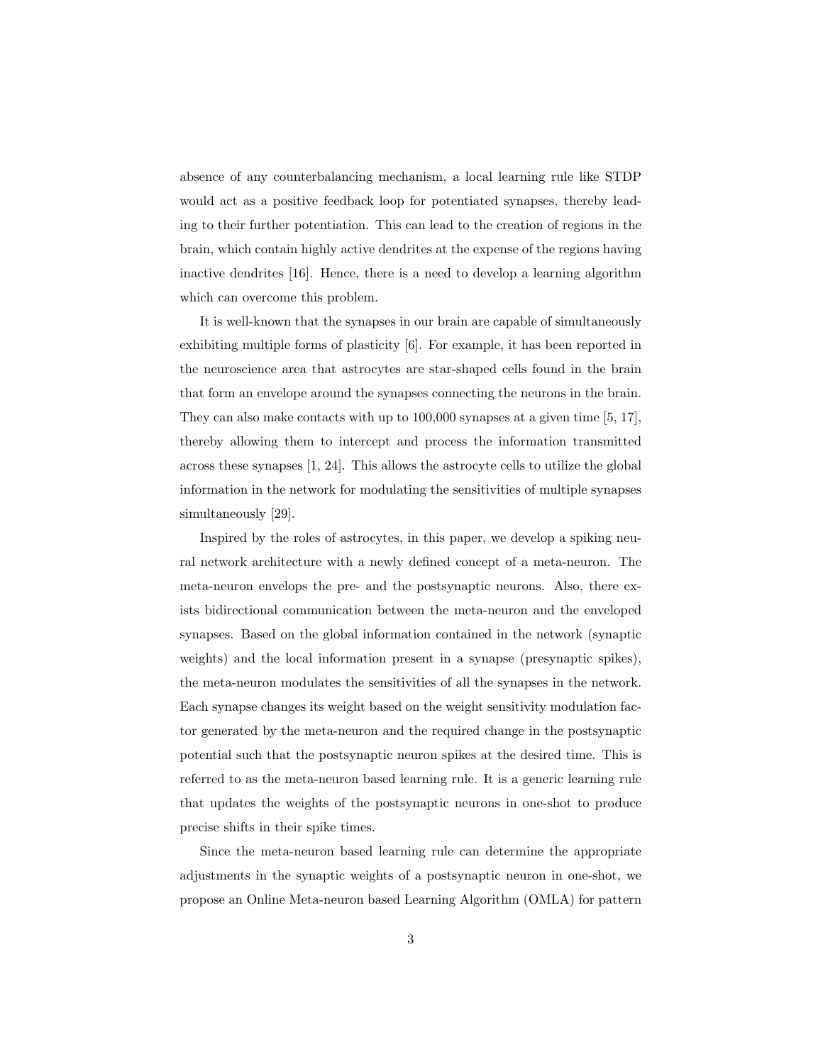absence of any counterbalancing mechanism, a local learning rule like STDP would act as a positive feedback loop for potentiated synapses, thereby leading to their further potentiation. This can lead to the creation of regions in the brain, which contain highly active dendrites at the expense of the regions having inactive dendrites [16]. Hence, there is a need to develop a learning algorithm which can overcome this problem.

It is well-known that the synapses in our brain are capable of simultaneously exhibiting multiple forms of plasticity [6]. For example, it has been reported in the neuroscience area that astrocytes are star-shaped cells found in the brain that form an envelope around the synapses connecting the neurons in the brain. They can also make contacts with up to 100,000 synapses at a given time [5, 17], thereby allowing them to intercept and process the information transmitted across these synapses [1, 24]. This allows the astrocyte cells to utilize the global information in the network for modulating the sensitivities of multiple synapses simultaneously [29].

Inspired by the roles of astrocytes, in this paper, we develop a spiking neural network architecture with a newly defined concept of a meta-neuron. The meta-neuron envelops the pre- and the postsynaptic neurons. Also, there exists bidirectional communication between the meta-neuron and the enveloped synapses. Based on the global information contained in the network (synaptic weights) and the local information present in a synapse (presynaptic spikes), the meta-neuron modulates the sensitivities of all the synapses in the network. Each synapse changes its weight based on the weight sensitivity modulation factor generated by the meta-neuron and the required change in the postsynaptic potential such that the postsynaptic neuron spikes at the desired time. This is referred to as the meta-neuron based learning rule. It is a generic learning rule that updates the weights of the postsynaptic neurons in one-shot to produce precise shifts in their spike times.

Since the meta-neuron based learning rule can determine the appropriate adjustments in the synaptic weights of a postsynaptic neuron in one-shot, we propose an Online Meta-neuron based Learning Algorithm (OMLA) for pattern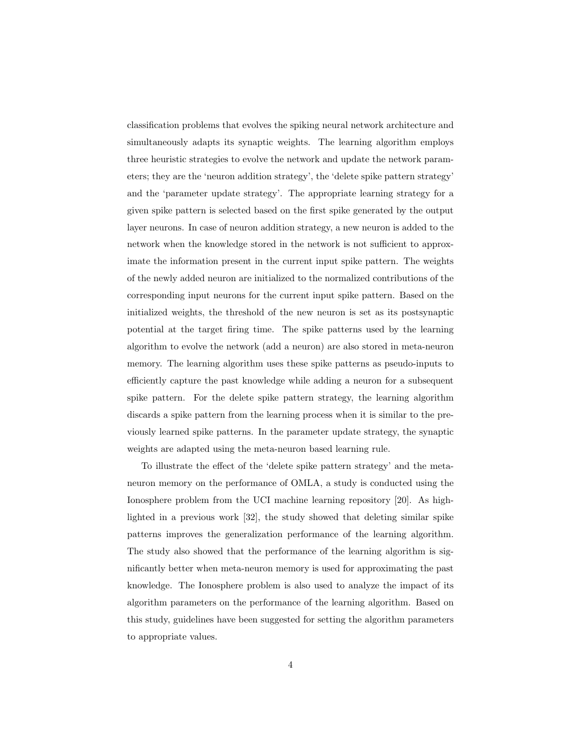classification problems that evolves the spiking neural network architecture and simultaneously adapts its synaptic weights. The learning algorithm employs three heuristic strategies to evolve the network and update the network parameters; they are the 'neuron addition strategy', the 'delete spike pattern strategy' and the 'parameter update strategy'. The appropriate learning strategy for a given spike pattern is selected based on the first spike generated by the output layer neurons. In case of neuron addition strategy, a new neuron is added to the network when the knowledge stored in the network is not sufficient to approximate the information present in the current input spike pattern. The weights of the newly added neuron are initialized to the normalized contributions of the corresponding input neurons for the current input spike pattern. Based on the initialized weights, the threshold of the new neuron is set as its postsynaptic potential at the target firing time. The spike patterns used by the learning algorithm to evolve the network (add a neuron) are also stored in meta-neuron memory. The learning algorithm uses these spike patterns as pseudo-inputs to efficiently capture the past knowledge while adding a neuron for a subsequent spike pattern. For the delete spike pattern strategy, the learning algorithm discards a spike pattern from the learning process when it is similar to the previously learned spike patterns. In the parameter update strategy, the synaptic weights are adapted using the meta-neuron based learning rule.

To illustrate the effect of the 'delete spike pattern strategy' and the meta-neuron memory on the performance of OMLA, a study is conducted using the Ionosphere problem from the UCI machine learning repository [20]. As highlighted in a previous work [32], the study showed that deleting similar spike patterns improves the generalization performance of the learning algorithm. The study also showed that the performance of the learning algorithm is significantly better when meta-neuron memory is used for approximating the past knowledge. The Ionosphere problem is also used to analyze the impact of its algorithm parameters on the performance of the learning algorithm. Based on this study, guidelines have been suggested for setting the algorithm parameters to appropriate values.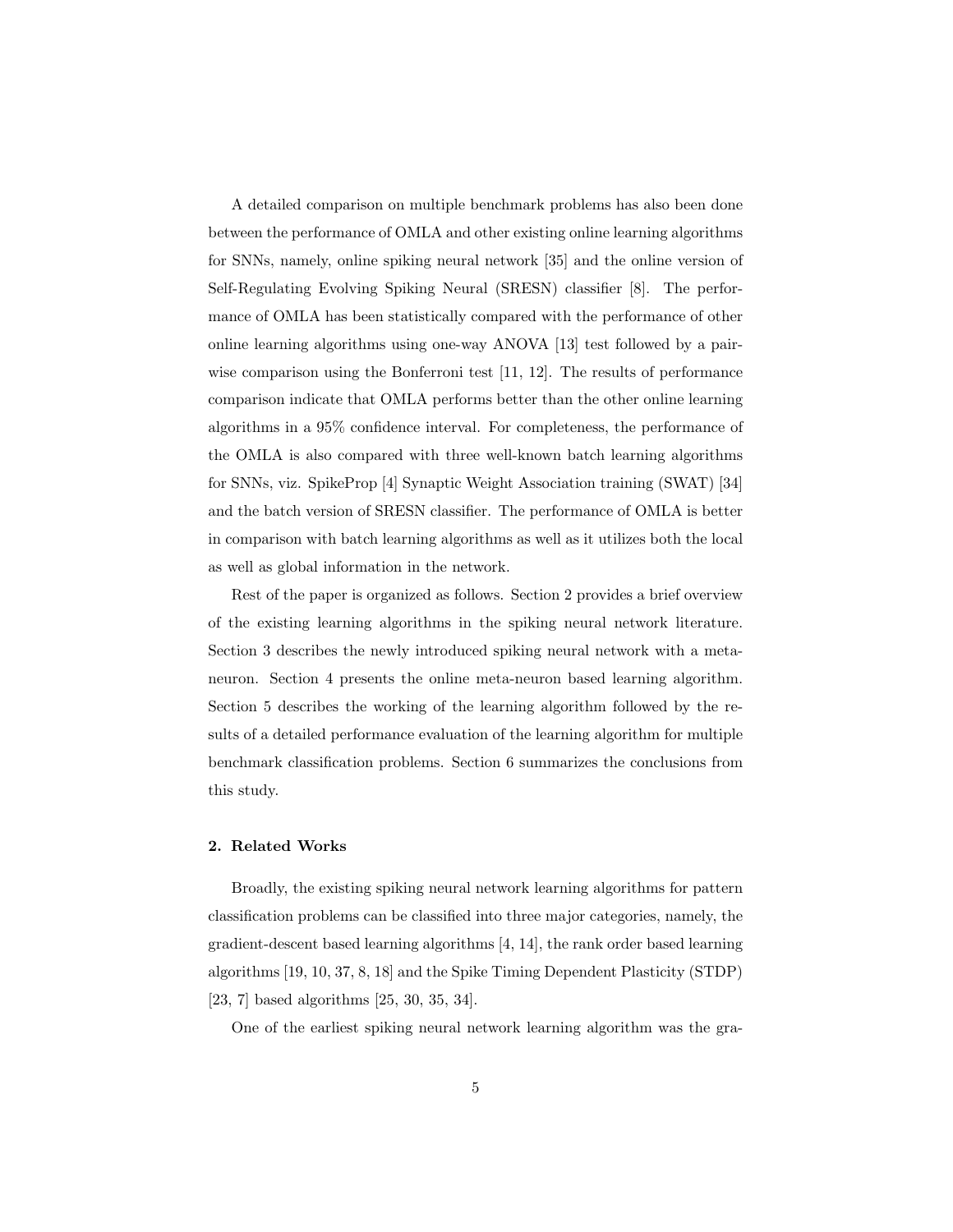A detailed comparison on multiple benchmark problems has also been done between the performance of OMLA and other existing online learning algorithms for SNNs, namely, online spiking neural network [35] and the online version of Self-Regulating Evolving Spiking Neural (SRESN) classifier [8]. The performance of OMLA has been statistically compared with the performance of other online learning algorithms using one-way ANOVA [13] test followed by a pair-wise comparison using the Bonferroni test [11, 12]. The results of performance comparison indicate that OMLA performs better than the other online learning algorithms in a 95% confidence interval. For completeness, the performance of the OMLA is also compared with three well-known batch learning algorithms for SNNs, viz. SpikeProp [4] Synaptic Weight Association training (SWAT) [34] and the batch version of SRESN classifier. The performance of OMLA is better in comparison with batch learning algorithms as well as it utilizes both the local as well as global information in the network.

Rest of the paper is organized as follows. Section 2 provides a brief overview of the existing learning algorithms in the spiking neural network literature. Section 3 describes the newly introduced spiking neural network with a meta-neuron. Section 4 presents the online meta-neuron based learning algorithm. Section 5 describes the working of the learning algorithm followed by the results of a detailed performance evaluation of the learning algorithm for multiple benchmark classification problems. Section 6 summarizes the conclusions from this study.

## 2. Related Works

Broadly, the existing spiking neural network learning algorithms for pattern classification problems can be classified into three major categories, namely, the gradient-descent based learning algorithms [4, 14], the rank order based learning algorithms [19, 10, 37, 8, 18] and the Spike Timing Dependent Plasticity (STDP) [23, 7] based algorithms [25, 30, 35, 34].

One of the earliest spiking neural network learning algorithm was the gra-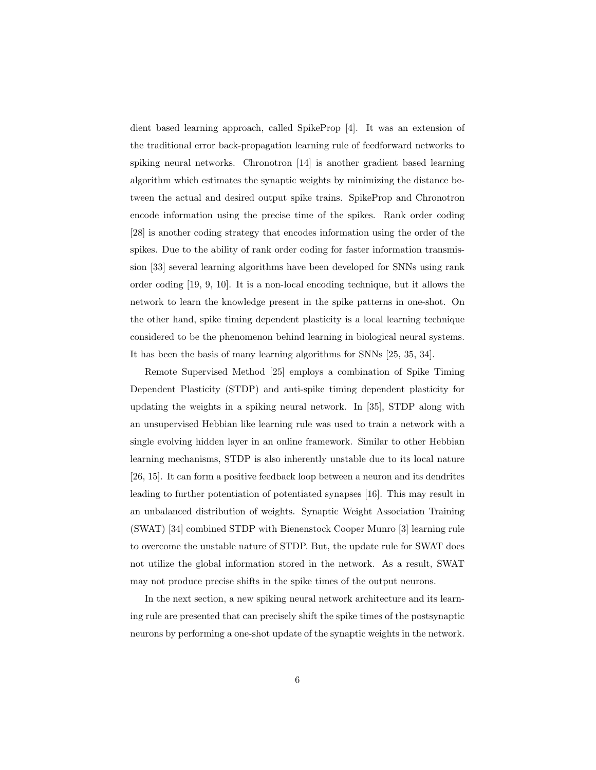dient based learning approach, called SpikeProp [4]. It was an extension of the traditional error back-propagation learning rule of feedforward networks to spiking neural networks. Chronotron [14] is another gradient based learning algorithm which estimates the synaptic weights by minimizing the distance between the actual and desired output spike trains. SpikeProp and Chronotron encode information using the precise time of the spikes. Rank order coding [28] is another coding strategy that encodes information using the order of the spikes. Due to the ability of rank order coding for faster information transmission [33] several learning algorithms have been developed for SNNs using rank order coding [19, 9, 10]. It is a non-local encoding technique, but it allows the network to learn the knowledge present in the spike patterns in one-shot. On the other hand, spike timing dependent plasticity is a local learning technique considered to be the phenomenon behind learning in biological neural systems. It has been the basis of many learning algorithms for SNNs [25, 35, 34].

Remote Supervised Method [25] employs a combination of Spike Timing Dependent Plasticity (STDP) and anti-spike timing dependent plasticity for updating the weights in a spiking neural network. In [35], STDP along with an unsupervised Hebbian like learning rule was used to train a network with a single evolving hidden layer in an online framework. Similar to other Hebbian learning mechanisms, STDP is also inherently unstable due to its local nature [26, 15]. It can form a positive feedback loop between a neuron and its dendrites leading to further potentiation of potentiated synapses [16]. This may result in an unbalanced distribution of weights. Synaptic Weight Association Training (SWAT) [34] combined STDP with Bienenstock Cooper Munro [3] learning rule to overcome the unstable nature of STDP. But, the update rule for SWAT does not utilize the global information stored in the network. As a result, SWAT may not produce precise shifts in the spike times of the output neurons.

In the next section, a new spiking neural network architecture and its learning rule are presented that can precisely shift the spike times of the postsynaptic neurons by performing a one-shot update of the synaptic weights in the network.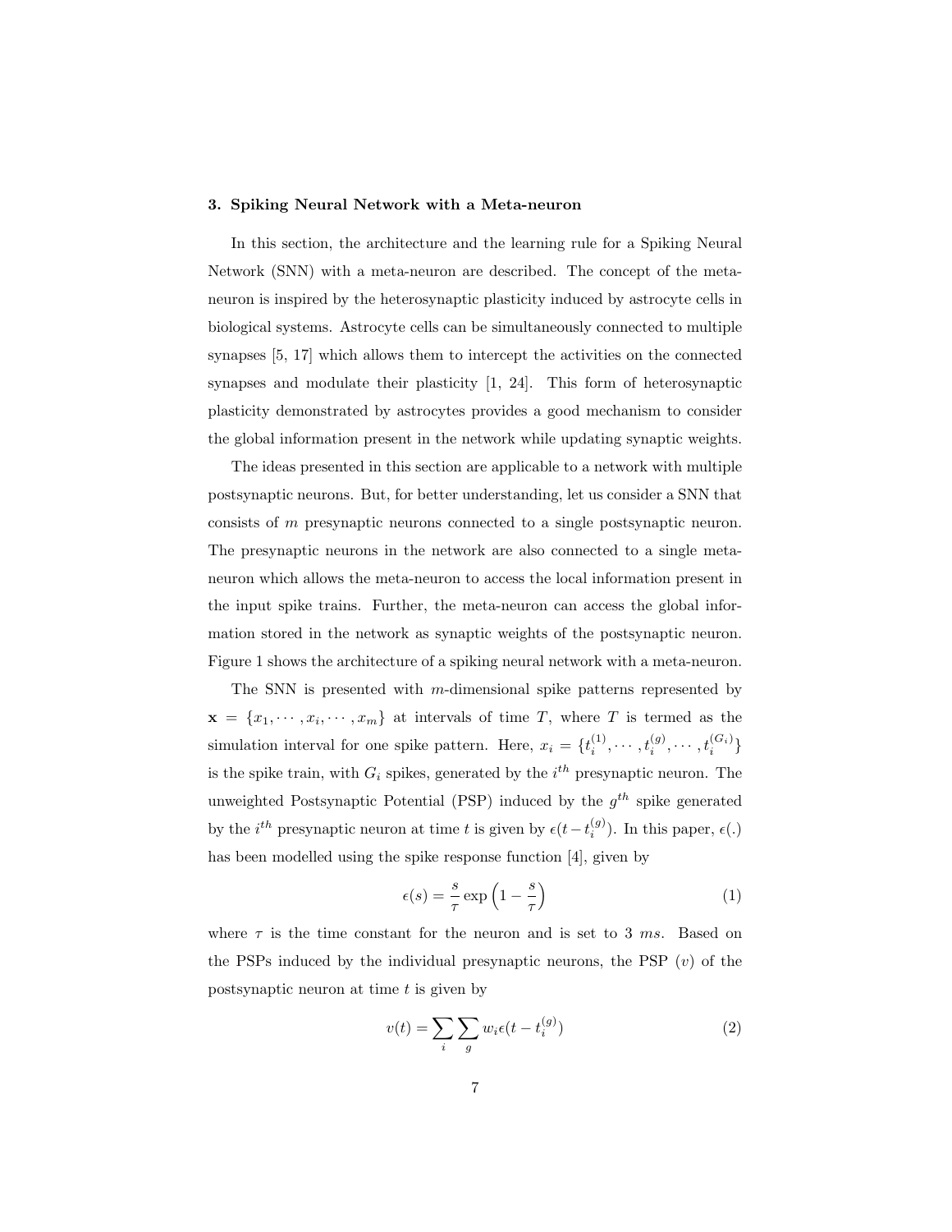## 3. Spiking Neural Network with a Meta-neuron

In this section, the architecture and the learning rule for a Spiking Neural Network (SNN) with a meta-neuron are described. The concept of the meta-neuron is inspired by the heterosynaptic plasticity induced by astrocyte cells in biological systems. Astrocyte cells can be simultaneously connected to multiple synapses [5, 17] which allows them to intercept the activities on the connected synapses and modulate their plasticity [1, 24]. This form of heterosynaptic plasticity demonstrated by astrocytes provides a good mechanism to consider the global information present in the network while updating synaptic weights.

The ideas presented in this section are applicable to a network with multiple postsynaptic neurons. But, for better understanding, let us consider a SNN that consists of $m$ presynaptic neurons connected to a single postsynaptic neuron. The presynaptic neurons in the network are also connected to a single meta-neuron which allows the meta-neuron to access the local information present in the input spike trains. Further, the meta-neuron can access the global information stored in the network as synaptic weights of the postsynaptic neuron. Figure 1 shows the architecture of a spiking neural network with a meta-neuron.

The SNN is presented with $m$-dimensional spike patterns represented by $\mathbf{x} = \{x_1, \cdots, x_i, \cdots, x_m\}$ at intervals of time $T$, where $T$ is termed as the simulation interval for one spike pattern. Here, $x_i = \{t_i^{(1)}, \cdots, t_i^{(g)}, \cdots, t_i^{(G_i)}\}$ is the spike train, with $G_i$ spikes, generated by the $i^{th}$ presynaptic neuron. The unweighted Postsynaptic Potential (PSP) induced by the $g^{th}$ spike generated by the $i^{th}$ presynaptic neuron at time $t$ is given by $\epsilon(t - t_i^{(g)})$. In this paper, $\epsilon(.)$ has been modelled using the spike response function [4], given by

$$\epsilon(s) = \frac{s}{\tau} \exp\left(1 - \frac{s}{\tau}\right) \tag{1}$$

where $\tau$ is the time constant for the neuron and is set to 3 $ms$. Based on the PSPs induced by the individual presynaptic neurons, the PSP ($v$) of the postsynaptic neuron at time $t$ is given by

$$v(t) = \sum_i \sum_g w_i \epsilon(t - t_i^{(g)}) \tag{2}$$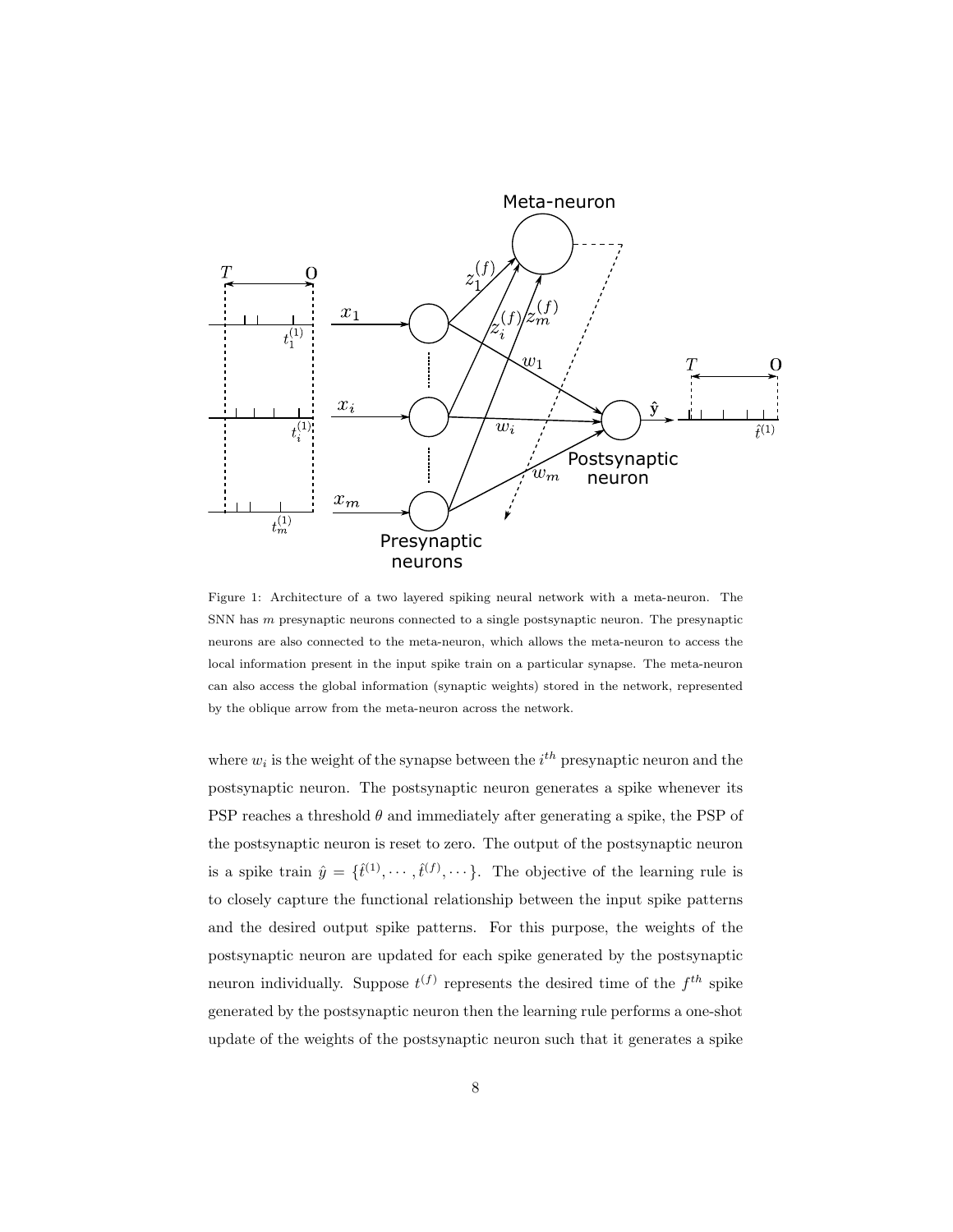Figure 1: Architecture of a two layered spiking neural network with a meta-neuron. The SNN has $m$ presynaptic neurons connected to a single postsynaptic neuron. The presynaptic neurons are also connected to the meta-neuron, which allows the meta-neuron to access the local information present in the input spike train on a particular synapse. The meta-neuron can also access the global information (synaptic weights) stored in the network, represented by the oblique arrow from the meta-neuron across the network.

where $w_i$ is the weight of the synapse between the $i^{th}$ presynaptic neuron and the postsynaptic neuron. The postsynaptic neuron generates a spike whenever its PSP reaches a threshold $\theta$ and immediately after generating a spike, the PSP of the postsynaptic neuron is reset to zero. The output of the postsynaptic neuron is a spike train $\hat{y} = \{\hat{t}^{(1)}, \cdots, \hat{t}^{(f)}, \cdots\}$. The objective of the learning rule is to closely capture the functional relationship between the input spike patterns and the desired output spike patterns. For this purpose, the weights of the postsynaptic neuron are updated for each spike generated by the postsynaptic neuron individually. Suppose $t^{(f)}$ represents the desired time of the $f^{th}$ spike generated by the postsynaptic neuron then the learning rule performs a one-shot update of the weights of the postsynaptic neuron such that it generates a spike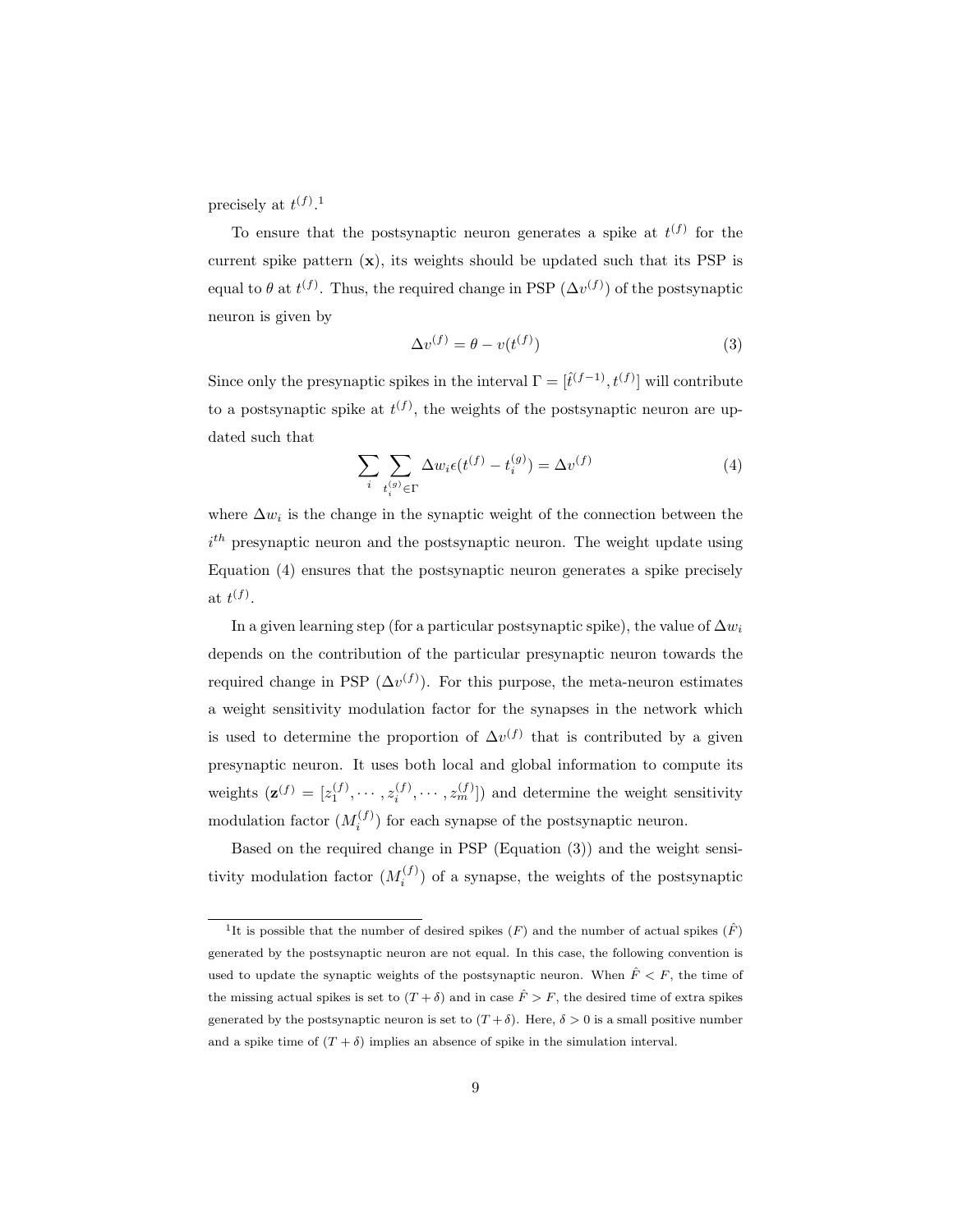precisely at $t^{(f)}$.[1]

To ensure that the postsynaptic neuron generates a spike at $t^{(f)}$ for the current spike pattern ($\mathbf{x}$), its weights should be updated such that its PSP is equal to $\theta$ at $t^{(f)}$. Thus, the required change in PSP ($\Delta v^{(f)}$) of the postsynaptic neuron is given by

$$\Delta v^{(f)} = \theta - v(t^{(f)}) \tag{3}$$

Since only the presynaptic spikes in the interval $\Gamma = [\hat{t}^{(f-1)}, t^{(f)}]$ will contribute to a postsynaptic spike at $t^{(f)}$, the weights of the postsynaptic neuron are updated such that

$$\sum_i \sum_{t_i^{(g)} \in \Gamma} \Delta w_i \epsilon(t^{(f)} - t_i^{(g)}) = \Delta v^{(f)} \tag{4}$$

where $\Delta w_i$ is the change in the synaptic weight of the connection between the $i^{th}$ presynaptic neuron and the postsynaptic neuron. The weight update using Equation (4) ensures that the postsynaptic neuron generates a spike precisely at $t^{(f)}$.

In a given learning step (for a particular postsynaptic spike), the value of $\Delta w_i$ depends on the contribution of the particular presynaptic neuron towards the required change in PSP ($\Delta v^{(f)}$). For this purpose, the meta-neuron estimates a weight sensitivity modulation factor for the synapses in the network which is used to determine the proportion of $\Delta v^{(f)}$ that is contributed by a given presynaptic neuron. It uses both local and global information to compute its weights ($\mathbf{z}^{(f)} = [z_1^{(f)}, \cdots, z_i^{(f)}, \cdots, z_m^{(f)}]$) and determine the weight sensitivity modulation factor ($M_i^{(f)}$) for each synapse of the postsynaptic neuron.

Based on the required change in PSP (Equation (3)) and the weight sensitivity modulation factor ($M_i^{(f)}$) of a synapse, the weights of the postsynaptic

[1] It is possible that the number of desired spikes ($F$) and the number of actual spikes ($\hat{F}$) generated by the postsynaptic neuron are not equal. In this case, the following convention is used to update the synaptic weights of the postsynaptic neuron. When $\hat{F} < F$, the time of the missing actual spikes is set to $(T + \delta)$ and in case $\hat{F} > F$, the desired time of extra spikes generated by the postsynaptic neuron is set to $(T + \delta)$. Here, $\delta > 0$ is a small positive number and a spike time of $(T + \delta)$ implies an absence of spike in the simulation interval.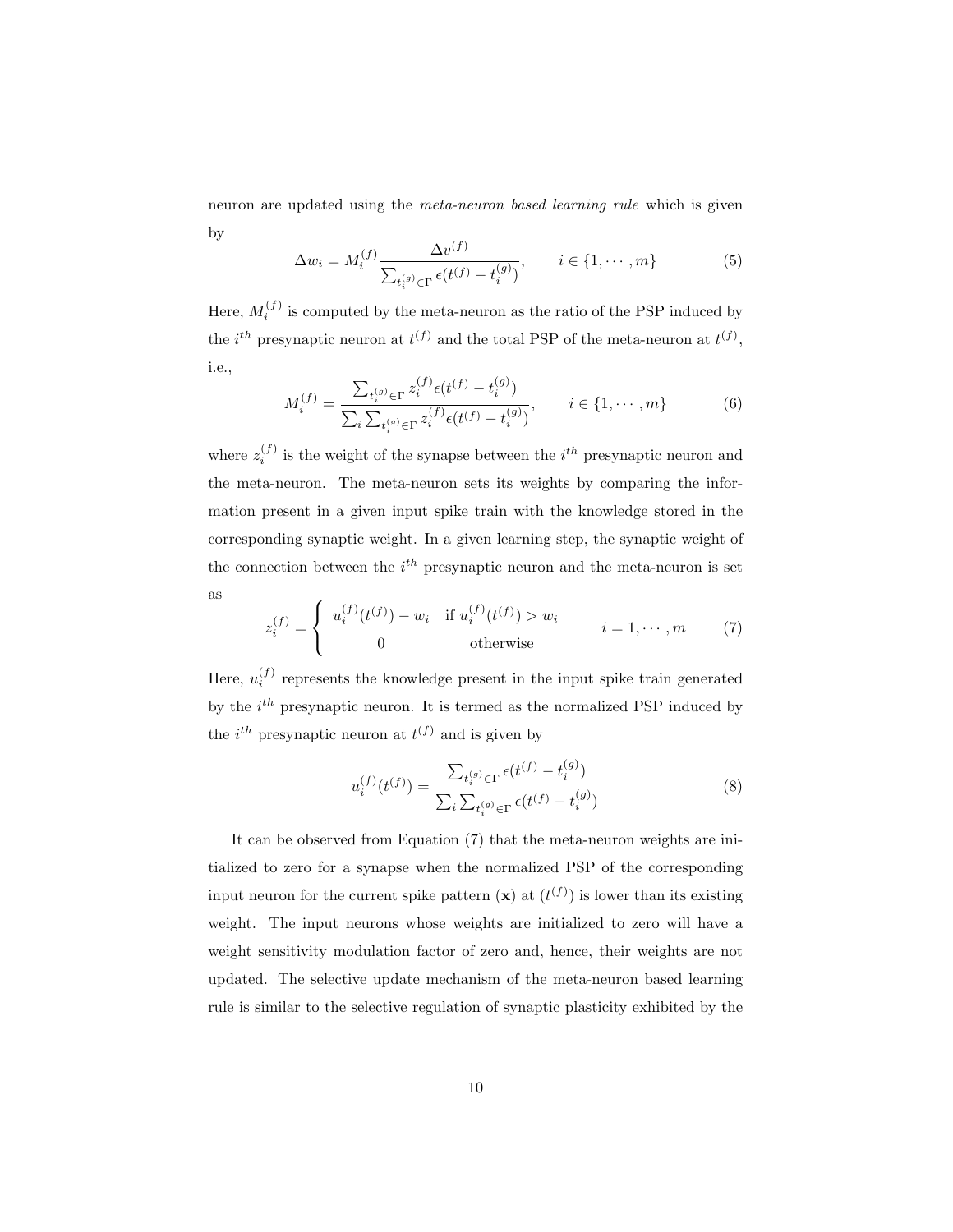neuron are updated using the *meta-neuron based learning rule* which is given by

$$\Delta w_i = M_i^{(f)} \frac{\Delta v^{(f)}}{\sum_{t_i^{(g)} \in \Gamma} \epsilon(t^{(f)} - t_i^{(g)})}, \qquad i \in \{1, \cdots, m\} \tag{5}$$

Here, $M_i^{(f)}$ is computed by the meta-neuron as the ratio of the PSP induced by the $i^{th}$ presynaptic neuron at $t^{(f)}$ and the total PSP of the meta-neuron at $t^{(f)}$, i.e.,

$$M_i^{(f)} = \frac{\sum_{t_i^{(g)} \in \Gamma} z_i^{(f)} \epsilon(t^{(f)} - t_i^{(g)})}{\sum_i \sum_{t_i^{(g)} \in \Gamma} z_i^{(f)} \epsilon(t^{(f)} - t_i^{(g)})}, \qquad i \in \{1, \cdots, m\} \tag{6}$$

where $z_i^{(f)}$ is the weight of the synapse between the $i^{th}$ presynaptic neuron and the meta-neuron. The meta-neuron sets its weights by comparing the information present in a given input spike train with the knowledge stored in the corresponding synaptic weight. In a given learning step, the synaptic weight of the connection between the $i^{th}$ presynaptic neuron and the meta-neuron is set as

$$z_i^{(f)} = \begin{cases} u_i^{(f)}(t^{(f)}) - w_i & \text{if } u_i^{(f)}(t^{(f)}) > w_i \\ 0 & \text{otherwise} \end{cases} \qquad i = 1, \cdots, m \tag{7}$$

Here, $u_i^{(f)}$ represents the knowledge present in the input spike train generated by the $i^{th}$ presynaptic neuron. It is termed as the normalized PSP induced by the $i^{th}$ presynaptic neuron at $t^{(f)}$ and is given by

$$u_i^{(f)}(t^{(f)}) = \frac{\sum_{t_i^{(g)} \in \Gamma} \epsilon(t^{(f)} - t_i^{(g)})}{\sum_i \sum_{t_i^{(g)} \in \Gamma} \epsilon(t^{(f)} - t_i^{(g)})} \tag{8}$$

It can be observed from Equation (7) that the meta-neuron weights are initialized to zero for a synapse when the normalized PSP of the corresponding input neuron for the current spike pattern ($\mathbf{x}$) at ($t^{(f)}$) is lower than its existing weight. The input neurons whose weights are initialized to zero will have a weight sensitivity modulation factor of zero and, hence, their weights are not updated. The selective update mechanism of the meta-neuron based learning rule is similar to the selective regulation of synaptic plasticity exhibited by the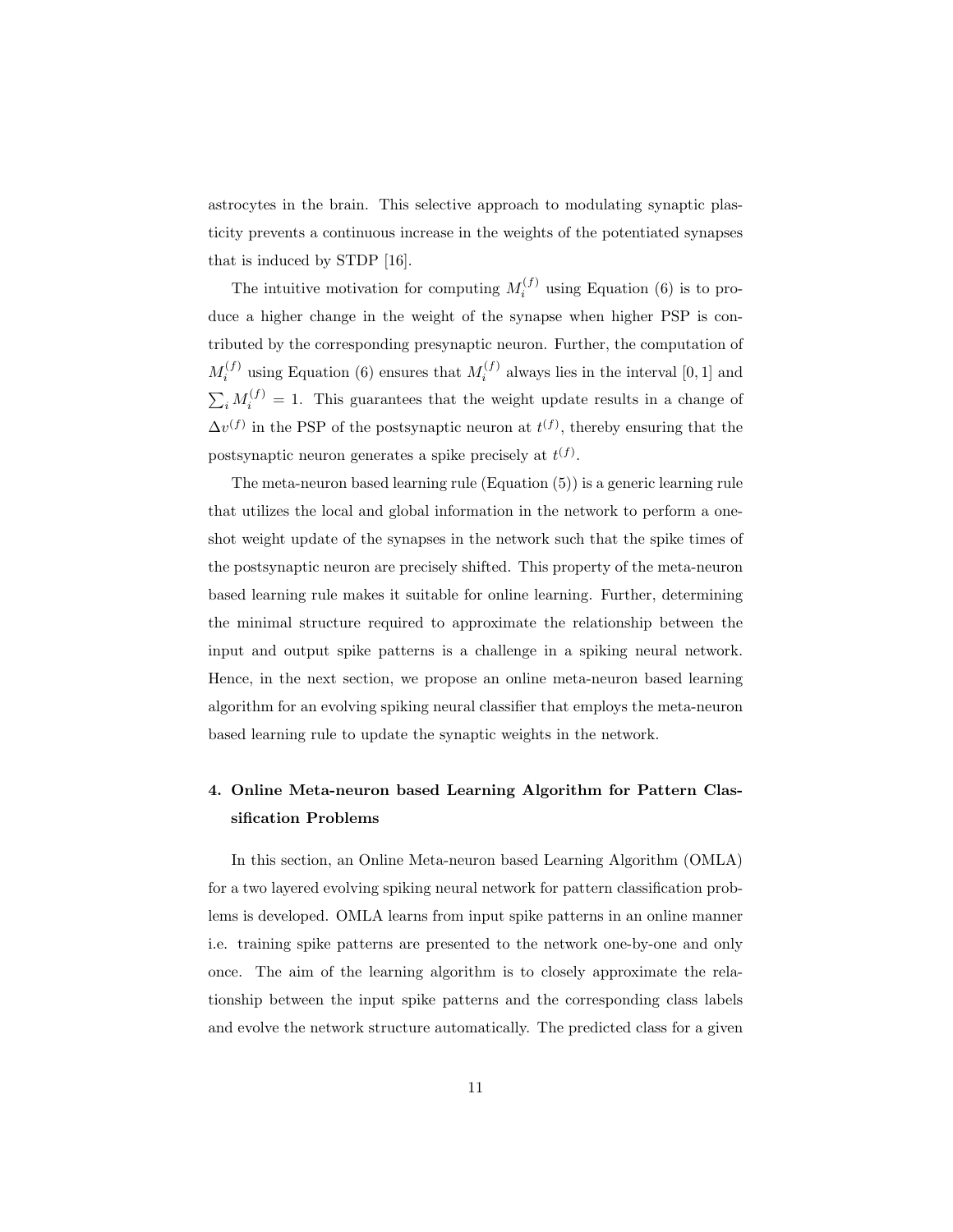astrocytes in the brain. This selective approach to modulating synaptic plasticity prevents a continuous increase in the weights of the potentiated synapses that is induced by STDP [16].

The intuitive motivation for computing $M_i^{(f)}$ using Equation (6) is to produce a higher change in the weight of the synapse when higher PSP is contributed by the corresponding presynaptic neuron. Further, the computation of $M_i^{(f)}$ using Equation (6) ensures that $M_i^{(f)}$ always lies in the interval $[0, 1]$ and $\sum_i M_i^{(f)} = 1$. This guarantees that the weight update results in a change of $\Delta v^{(f)}$ in the PSP of the postsynaptic neuron at $t^{(f)}$, thereby ensuring that the postsynaptic neuron generates a spike precisely at $t^{(f)}$.

The meta-neuron based learning rule (Equation (5)) is a generic learning rule that utilizes the local and global information in the network to perform a one-shot weight update of the synapses in the network such that the spike times of the postsynaptic neuron are precisely shifted. This property of the meta-neuron based learning rule makes it suitable for online learning. Further, determining the minimal structure required to approximate the relationship between the input and output spike patterns is a challenge in a spiking neural network. Hence, in the next section, we propose an online meta-neuron based learning algorithm for an evolving spiking neural classifier that employs the meta-neuron based learning rule to update the synaptic weights in the network.

## 4. Online Meta-neuron based Learning Algorithm for Pattern Classification Problems

In this section, an Online Meta-neuron based Learning Algorithm (OMLA) for a two layered evolving spiking neural network for pattern classification problems is developed. OMLA learns from input spike patterns in an online manner i.e. training spike patterns are presented to the network one-by-one and only once. The aim of the learning algorithm is to closely approximate the relationship between the input spike patterns and the corresponding class labels and evolve the network structure automatically. The predicted class for a given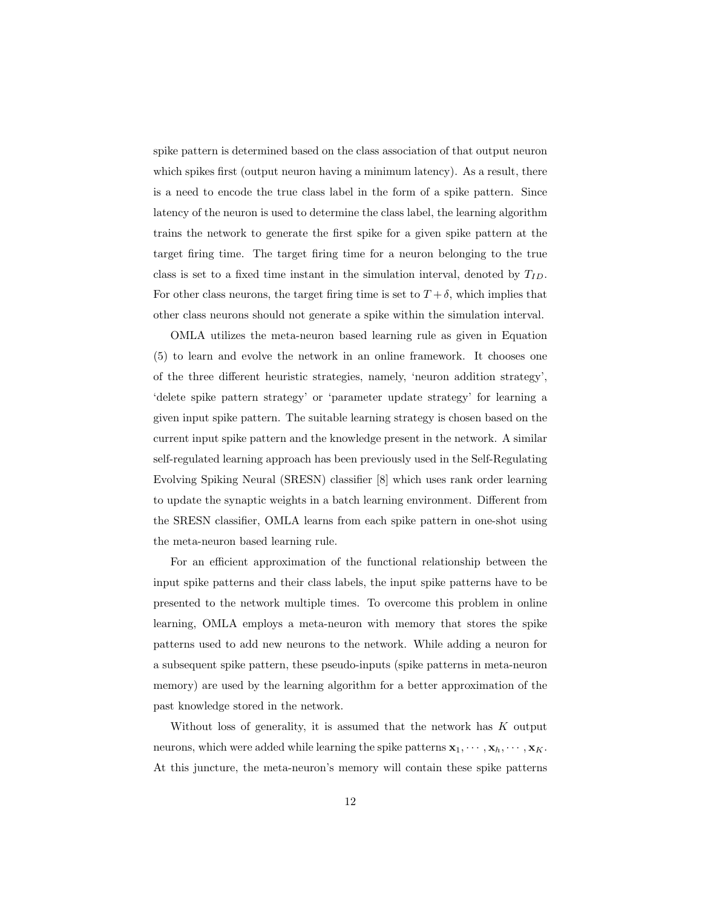spike pattern is determined based on the class association of that output neuron which spikes first (output neuron having a minimum latency). As a result, there is a need to encode the true class label in the form of a spike pattern. Since latency of the neuron is used to determine the class label, the learning algorithm trains the network to generate the first spike for a given spike pattern at the target firing time. The target firing time for a neuron belonging to the true class is set to a fixed time instant in the simulation interval, denoted by $T_{ID}$. For other class neurons, the target firing time is set to $T + \delta$, which implies that other class neurons should not generate a spike within the simulation interval.

OMLA utilizes the meta-neuron based learning rule as given in Equation (5) to learn and evolve the network in an online framework. It chooses one of the three different heuristic strategies, namely, 'neuron addition strategy', 'delete spike pattern strategy' or 'parameter update strategy' for learning a given input spike pattern. The suitable learning strategy is chosen based on the current input spike pattern and the knowledge present in the network. A similar self-regulated learning approach has been previously used in the Self-Regulating Evolving Spiking Neural (SRESN) classifier [8] which uses rank order learning to update the synaptic weights in a batch learning environment. Different from the SRESN classifier, OMLA learns from each spike pattern in one-shot using the meta-neuron based learning rule.

For an efficient approximation of the functional relationship between the input spike patterns and their class labels, the input spike patterns have to be presented to the network multiple times. To overcome this problem in online learning, OMLA employs a meta-neuron with memory that stores the spike patterns used to add new neurons to the network. While adding a neuron for a subsequent spike pattern, these pseudo-inputs (spike patterns in meta-neuron memory) are used by the learning algorithm for a better approximation of the past knowledge stored in the network.

Without loss of generality, it is assumed that the network has $K$ output neurons, which were added while learning the spike patterns $\mathbf{x}_1, \cdots, \mathbf{x}_h, \cdots, \mathbf{x}_K$. At this juncture, the meta-neuron's memory will contain these spike patterns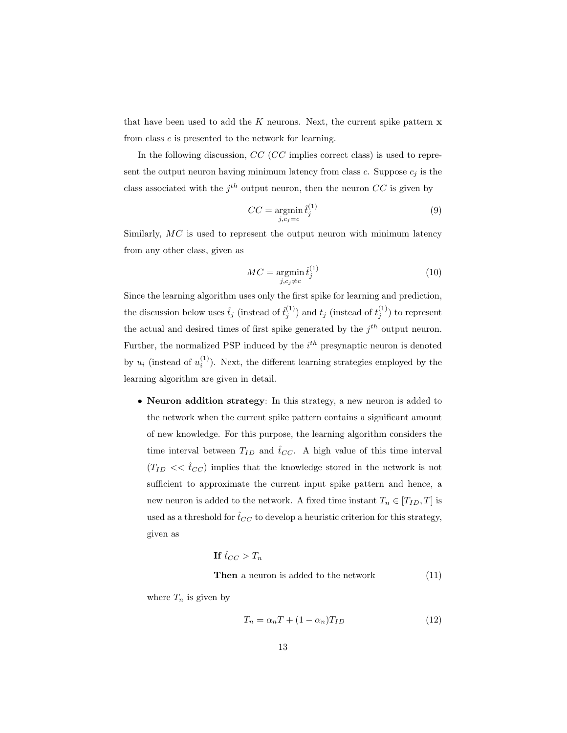that have been used to add the $K$ neurons. Next, the current spike pattern $\mathbf{x}$ from class $c$ is presented to the network for learning.

In the following discussion, $CC$ ($CC$ implies correct class) is used to represent the output neuron having minimum latency from class $c$. Suppose $c_j$ is the class associated with the $j^{th}$ output neuron, then the neuron $CC$ is given by

$$CC = \underset{j, c_j = c}{\operatorname{argmin}} \, \hat{t}_j^{(1)} \tag{9}$$

Similarly, $MC$ is used to represent the output neuron with minimum latency from any other class, given as

$$MC = \underset{j, c_j \neq c}{\operatorname{argmin}} \, \hat{t}_j^{(1)} \tag{10}$$

Since the learning algorithm uses only the first spike for learning and prediction, the discussion below uses $\hat{t}_j$ (instead of $\hat{t}_j^{(1)}$) and $t_j$ (instead of $t_j^{(1)}$) to represent the actual and desired times of first spike generated by the $j^{th}$ output neuron. Further, the normalized PSP induced by the $i^{th}$ presynaptic neuron is denoted by $u_i$ (instead of $u_i^{(1)}$). Next, the different learning strategies employed by the learning algorithm are given in detail.

- **Neuron addition strategy**: In this strategy, a new neuron is added to the network when the current spike pattern contains a significant amount of new knowledge. For this purpose, the learning algorithm considers the time interval between $T_{ID}$ and $\hat{t}_{CC}$. A high value of this time interval ($T_{ID} << \hat{t}_{CC}$) implies that the knowledge stored in the network is not sufficient to approximate the current input spike pattern and hence, a new neuron is added to the network. A fixed time instant $T_n \in [T_{ID}, T]$ is used as a threshold for $\hat{t}_{CC}$ to develop a heuristic criterion for this strategy, given as

  $$\begin{aligned} &\textbf{If } \hat{t}_{CC} > T_n \\ &\textbf{Then } \text{a neuron is added to the network} \end{aligned} \tag{11}$$

  where $T_n$ is given by

  $$T_n = \alpha_n T + (1 - \alpha_n) T_{ID} \tag{12}$$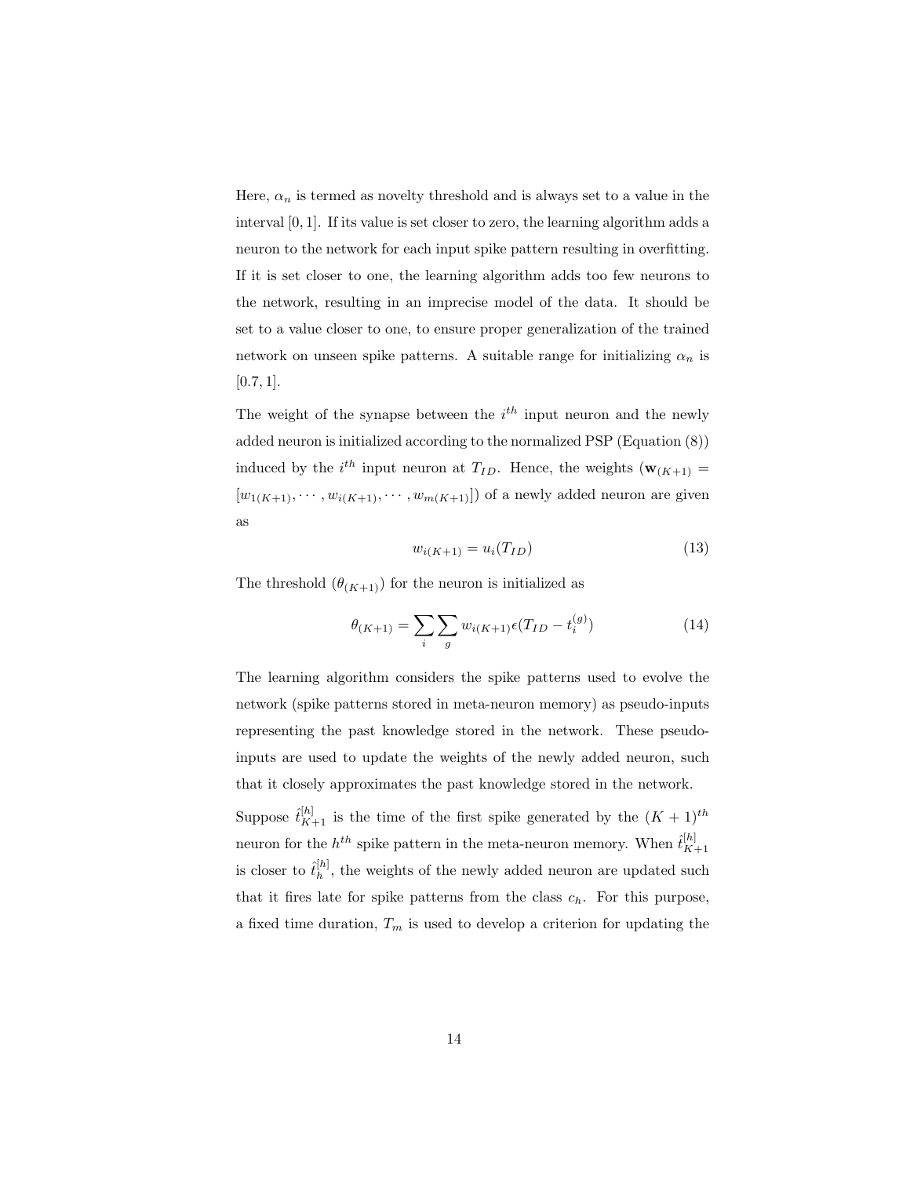Here, $\alpha_n$ is termed as novelty threshold and is always set to a value in the interval $[0, 1]$. If its value is set closer to zero, the learning algorithm adds a neuron to the network for each input spike pattern resulting in overfitting. If it is set closer to one, the learning algorithm adds too few neurons to the network, resulting in an imprecise model of the data. It should be set to a value closer to one, to ensure proper generalization of the trained network on unseen spike patterns. A suitable range for initializing $\alpha_n$ is $[0.7, 1]$.

The weight of the synapse between the $i^{th}$ input neuron and the newly added neuron is initialized according to the normalized PSP (Equation (8)) induced by the $i^{th}$ input neuron at $T_{ID}$. Hence, the weights ($\mathbf{w}_{(K+1)} = [w_{1(K+1)}, \cdots, w_{i(K+1)}, \cdots, w_{m(K+1)}]$) of a newly added neuron are given as

$$w_{i(K+1)} = u_i(T_{ID}) \tag{13}$$

The threshold ($\theta_{(K+1)}$) for the neuron is initialized as

$$\theta_{(K+1)} = \sum_i \sum_g w_{i(K+1)} \epsilon(T_{ID} - t_i^{(g)}) \tag{14}$$

The learning algorithm considers the spike patterns used to evolve the network (spike patterns stored in meta-neuron memory) as pseudo-inputs representing the past knowledge stored in the network. These pseudo-inputs are used to update the weights of the newly added neuron, such that it closely approximates the past knowledge stored in the network.

Suppose $\hat{t}_{K+1}^{[h]}$ is the time of the first spike generated by the $(K + 1)^{th}$ neuron for the $h^{th}$ spike pattern in the meta-neuron memory. When $\hat{t}_{K+1}^{[h]}$ is closer to $\hat{t}_h^{[h]}$, the weights of the newly added neuron are updated such that it fires late for spike patterns from the class $c_h$. For this purpose, a fixed time duration, $T_m$ is used to develop a criterion for updating the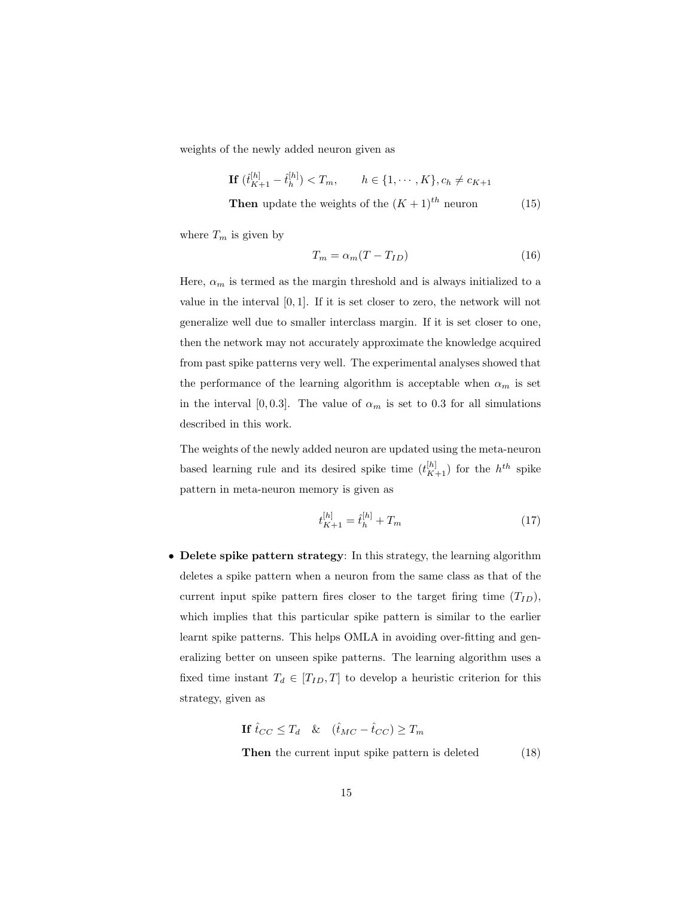weights of the newly added neuron given as

$$\begin{aligned}
&\textbf{If } (\hat{t}_{K+1}^{[h]} - \hat{t}_h^{[h]}) < T_m, \qquad h \in \{1, \cdots, K\}, c_h \neq c_{K+1} \\
&\textbf{Then } \text{update the weights of the } (K+1)^{th} \text{ neuron}
\end{aligned} \tag{15}$$

where $T_m$ is given by

$$T_m = \alpha_m (T - T_{ID}) \tag{16}$$

Here, $\alpha_m$ is termed as the margin threshold and is always initialized to a value in the interval $[0, 1]$. If it is set closer to zero, the network will not generalize well due to smaller interclass margin. If it is set closer to one, then the network may not accurately approximate the knowledge acquired from past spike patterns very well. The experimental analyses showed that the performance of the learning algorithm is acceptable when $\alpha_m$ is set in the interval $[0, 0.3]$. The value of $\alpha_m$ is set to 0.3 for all simulations described in this work.

The weights of the newly added neuron are updated using the meta-neuron based learning rule and its desired spike time ($t_{K+1}^{[h]}$) for the $h^{th}$ spike pattern in meta-neuron memory is given as

$$t_{K+1}^{[h]} = \hat{t}_h^{[h]} + T_m \tag{17}$$

- **Delete spike pattern strategy**: In this strategy, the learning algorithm deletes a spike pattern when a neuron from the same class as that of the current input spike pattern fires closer to the target firing time ($T_{ID}$), which implies that this particular spike pattern is similar to the earlier learnt spike patterns. This helps OMLA in avoiding over-fitting and generalizing better on unseen spike patterns. The learning algorithm uses a fixed time instant $T_d \in [T_{ID}, T]$ to develop a heuristic criterion for this strategy, given as

$$\begin{aligned}
&\textbf{If } \hat{t}_{CC} \leq T_d \quad \& \quad (\hat{t}_{MC} - \hat{t}_{CC}) \geq T_m \\
&\textbf{Then } \text{the current input spike pattern is deleted}
\end{aligned} \tag{18}$$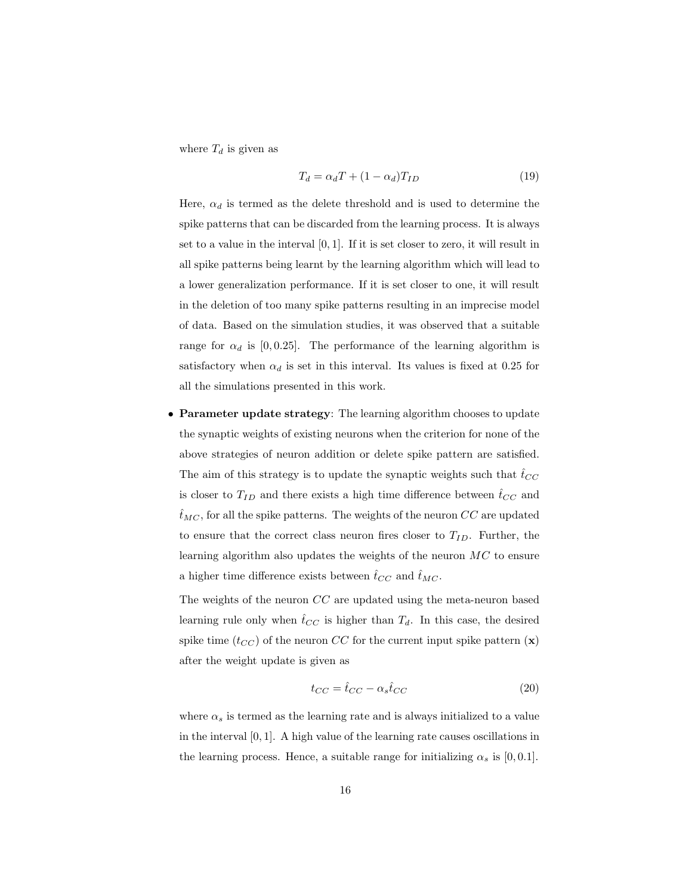where $T_d$ is given as

$$T_d = \alpha_d T + (1 - \alpha_d) T_{ID} \tag{19}$$

Here, $\alpha_d$ is termed as the delete threshold and is used to determine the spike patterns that can be discarded from the learning process. It is always set to a value in the interval $[0, 1]$. If it is set closer to zero, it will result in all spike patterns being learnt by the learning algorithm which will lead to a lower generalization performance. If it is set closer to one, it will result in the deletion of too many spike patterns resulting in an imprecise model of data. Based on the simulation studies, it was observed that a suitable range for $\alpha_d$ is $[0, 0.25]$. The performance of the learning algorithm is satisfactory when $\alpha_d$ is set in this interval. Its values is fixed at 0.25 for all the simulations presented in this work.

- **Parameter update strategy**: The learning algorithm chooses to update the synaptic weights of existing neurons when the criterion for none of the above strategies of neuron addition or delete spike pattern are satisfied. The aim of this strategy is to update the synaptic weights such that $\hat{t}_{CC}$ is closer to $T_{ID}$ and there exists a high time difference between $\hat{t}_{CC}$ and $\hat{t}_{MC}$, for all the spike patterns. The weights of the neuron $CC$ are updated to ensure that the correct class neuron fires closer to $T_{ID}$. Further, the learning algorithm also updates the weights of the neuron $MC$ to ensure a higher time difference exists between $\hat{t}_{CC}$ and $\hat{t}_{MC}$.

  The weights of the neuron $CC$ are updated using the meta-neuron based learning rule only when $\hat{t}_{CC}$ is higher than $T_d$. In this case, the desired spike time ($t_{CC}$) of the neuron $CC$ for the current input spike pattern ($\mathbf{x}$) after the weight update is given as

$$t_{CC} = \hat{t}_{CC} - \alpha_s \hat{t}_{CC} \tag{20}$$

  where $\alpha_s$ is termed as the learning rate and is always initialized to a value in the interval $[0, 1]$. A high value of the learning rate causes oscillations in the learning process. Hence, a suitable range for initializing $\alpha_s$ is $[0, 0.1]$.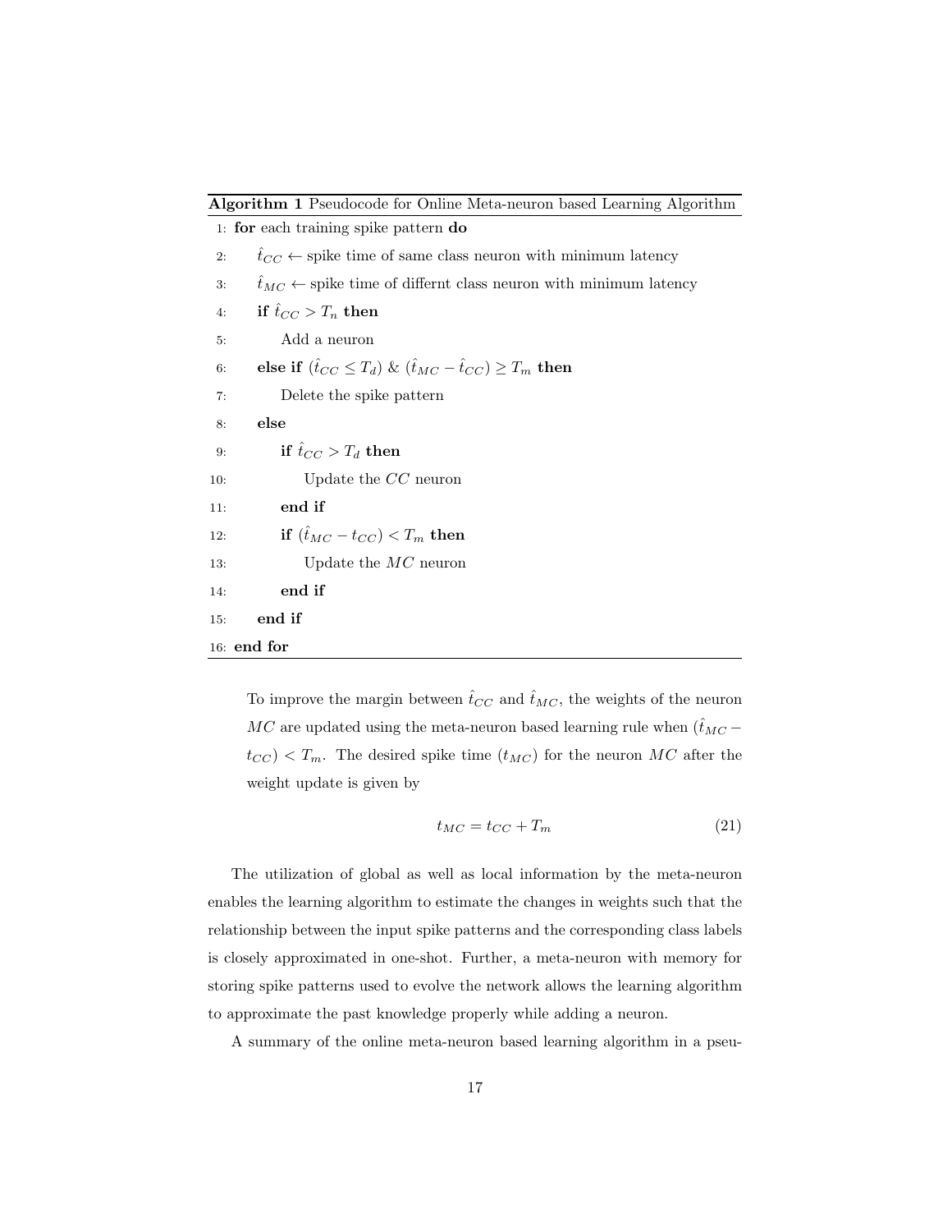**Algorithm 1** Pseudocode for Online Meta-neuron based Learning Algorithm

```
1: for each training spike pattern do
2:     t̂_CC ← spike time of same class neuron with minimum latency
3:     t̂_MC ← spike time of differnt class neuron with minimum latency
4:     if t̂_CC > T_n then
5:         Add a neuron
6:     else if (t̂_CC ≤ T_d) & (t̂_MC − t̂_CC) ≥ T_m then
7:         Delete the spike pattern
8:     else
9:         if t̂_CC > T_d then
10:            Update the CC neuron
11:        end if
12:        if (t̂_MC − t_CC) < T_m then
13:            Update the MC neuron
14:        end if
15:    end if
16: end for
```

To improve the margin between $\hat{t}_{CC}$ and $\hat{t}_{MC}$, the weights of the neuron $MC$ are updated using the meta-neuron based learning rule when $(\hat{t}_{MC} - t_{CC}) < T_m$. The desired spike time ($t_{MC}$) for the neuron $MC$ after the weight update is given by

$$t_{MC} = t_{CC} + T_m \tag{21}$$

The utilization of global as well as local information by the meta-neuron enables the learning algorithm to estimate the changes in weights such that the relationship between the input spike patterns and the corresponding class labels is closely approximated in one-shot. Further, a meta-neuron with memory for storing spike patterns used to evolve the network allows the learning algorithm to approximate the past knowledge properly while adding a neuron.

A summary of the online meta-neuron based learning algorithm in a pseu-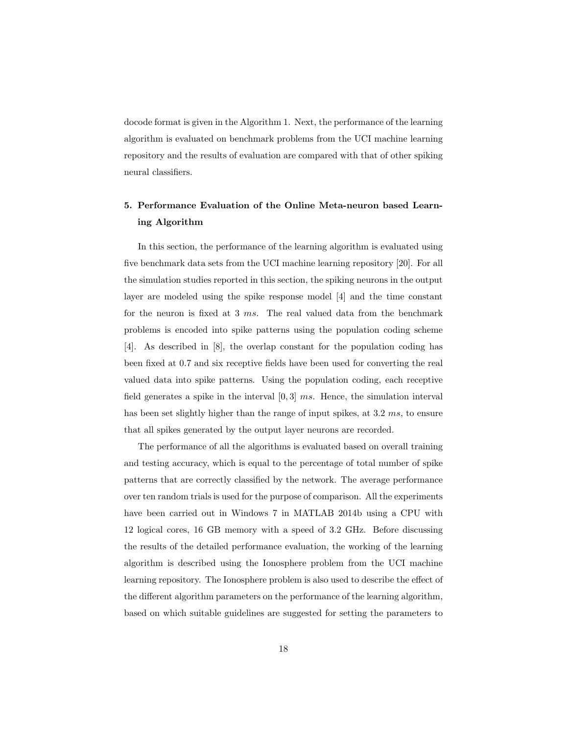docode format is given in the Algorithm 1. Next, the performance of the learning algorithm is evaluated on benchmark problems from the UCI machine learning repository and the results of evaluation are compared with that of other spiking neural classifiers.

## 5. Performance Evaluation of the Online Meta-neuron based Learning Algorithm

In this section, the performance of the learning algorithm is evaluated using five benchmark data sets from the UCI machine learning repository [20]. For all the simulation studies reported in this section, the spiking neurons in the output layer are modeled using the spike response model [4] and the time constant for the neuron is fixed at 3 $ms$. The real valued data from the benchmark problems is encoded into spike patterns using the population coding scheme [4]. As described in [8], the overlap constant for the population coding has been fixed at 0.7 and six receptive fields have been used for converting the real valued data into spike patterns. Using the population coding, each receptive field generates a spike in the interval $[0, 3]$ $ms$. Hence, the simulation interval has been set slightly higher than the range of input spikes, at 3.2 $ms$, to ensure that all spikes generated by the output layer neurons are recorded.

The performance of all the algorithms is evaluated based on overall training and testing accuracy, which is equal to the percentage of total number of spike patterns that are correctly classified by the network. The average performance over ten random trials is used for the purpose of comparison. All the experiments have been carried out in Windows 7 in MATLAB 2014b using a CPU with 12 logical cores, 16 GB memory with a speed of 3.2 GHz. Before discussing the results of the detailed performance evaluation, the working of the learning algorithm is described using the Ionosphere problem from the UCI machine learning repository. The Ionosphere problem is also used to describe the effect of the different algorithm parameters on the performance of the learning algorithm, based on which suitable guidelines are suggested for setting the parameters to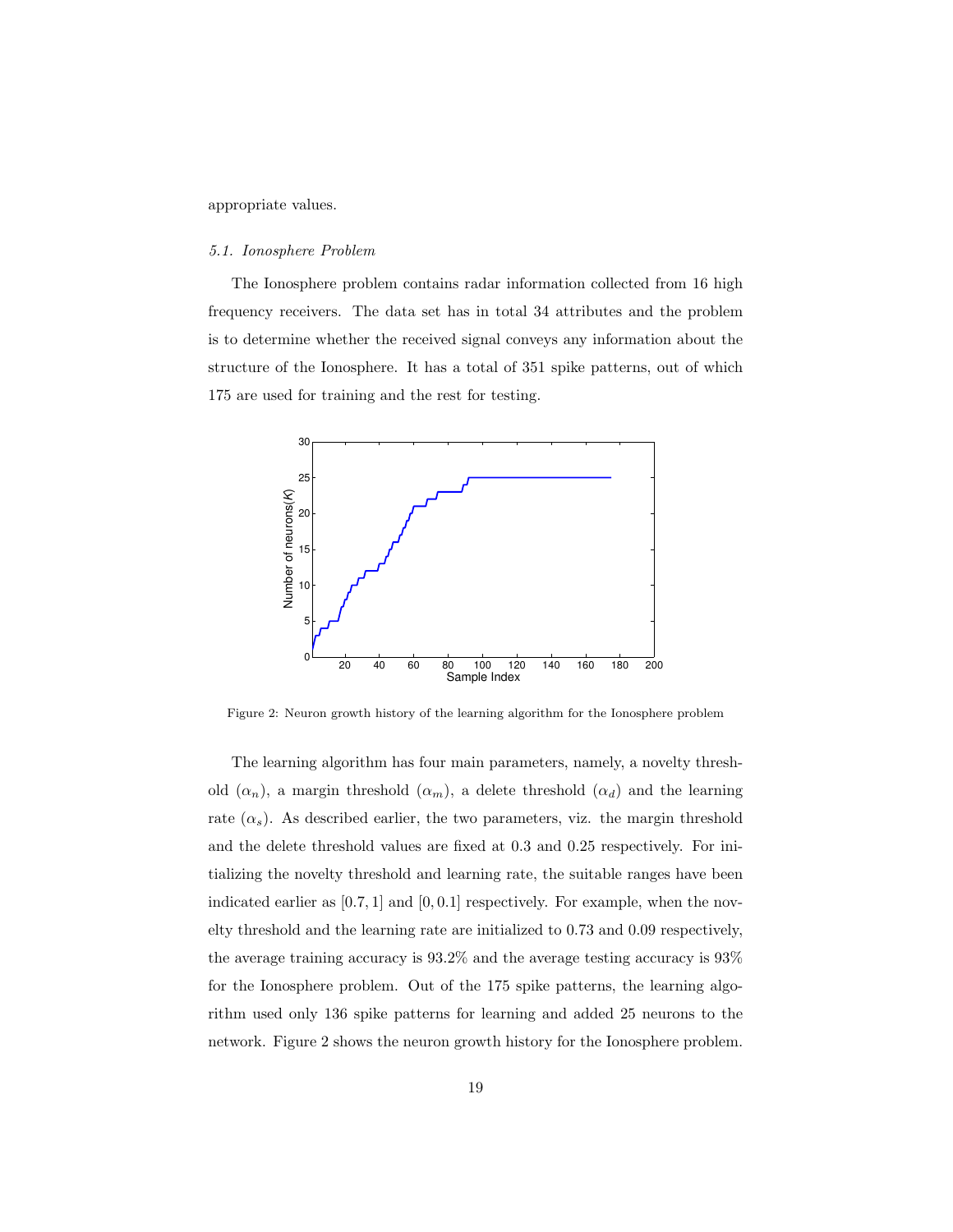appropriate values.

### *5.1. Ionosphere Problem*

The Ionosphere problem contains radar information collected from 16 high frequency receivers. The data set has in total 34 attributes and the problem is to determine whether the received signal conveys any information about the structure of the Ionosphere. It has a total of 351 spike patterns, out of which 175 are used for training and the rest for testing.

Figure 2: Neuron growth history of the learning algorithm for the Ionosphere problem

The learning algorithm has four main parameters, namely, a novelty threshold ($\alpha_n$), a margin threshold ($\alpha_m$), a delete threshold ($\alpha_d$) and the learning rate ($\alpha_s$). As described earlier, the two parameters, viz. the margin threshold and the delete threshold values are fixed at 0.3 and 0.25 respectively. For initializing the novelty threshold and learning rate, the suitable ranges have been indicated earlier as $[0.7, 1]$ and $[0, 0.1]$ respectively. For example, when the novelty threshold and the learning rate are initialized to 0.73 and 0.09 respectively, the average training accuracy is 93.2% and the average testing accuracy is 93% for the Ionosphere problem. Out of the 175 spike patterns, the learning algorithm used only 136 spike patterns for learning and added 25 neurons to the network. Figure 2 shows the neuron growth history for the Ionosphere problem.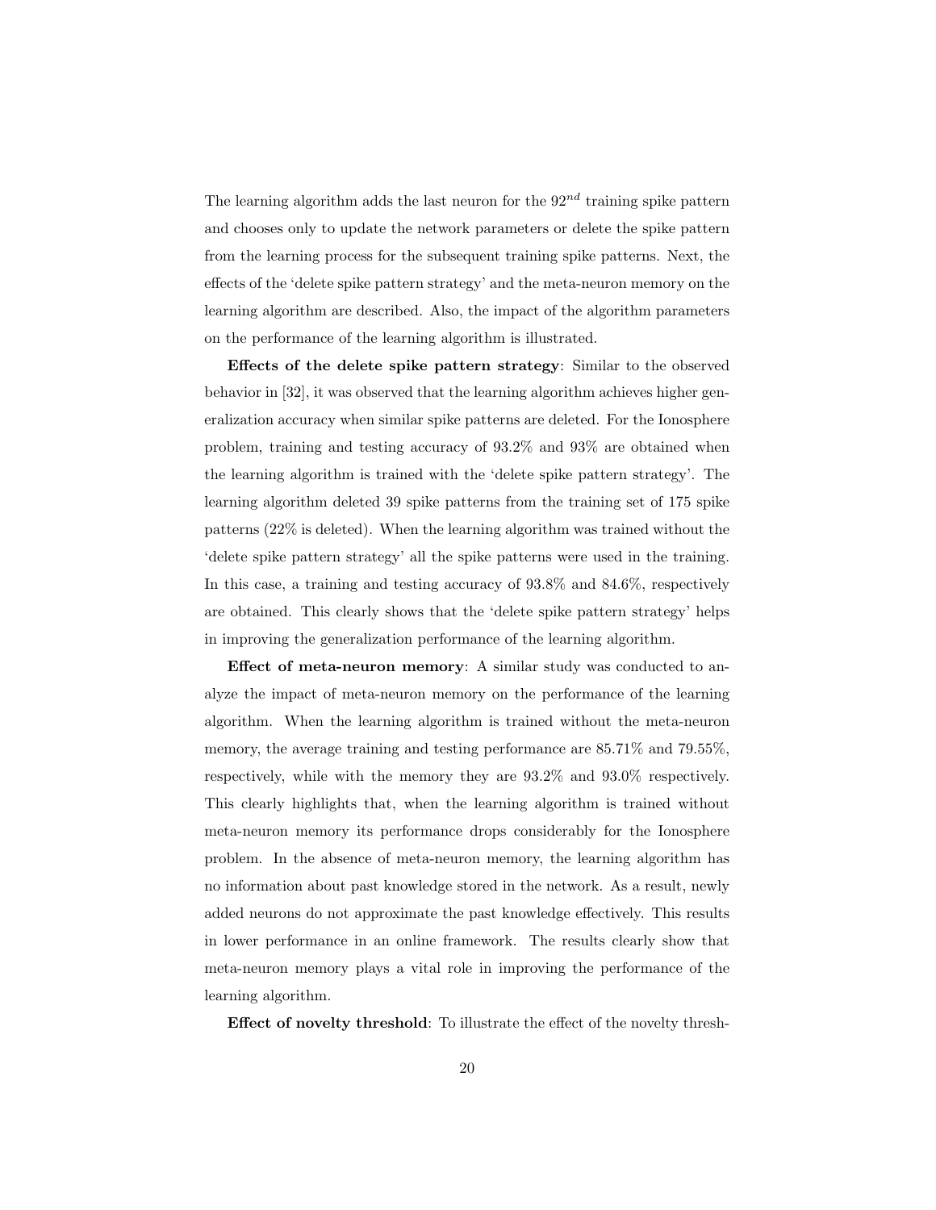The learning algorithm adds the last neuron for the $92^{nd}$ training spike pattern and chooses only to update the network parameters or delete the spike pattern from the learning process for the subsequent training spike patterns. Next, the effects of the 'delete spike pattern strategy' and the meta-neuron memory on the learning algorithm are described. Also, the impact of the algorithm parameters on the performance of the learning algorithm is illustrated.

**Effects of the delete spike pattern strategy**: Similar to the observed behavior in [32], it was observed that the learning algorithm achieves higher generalization accuracy when similar spike patterns are deleted. For the Ionosphere problem, training and testing accuracy of 93.2% and 93% are obtained when the learning algorithm is trained with the 'delete spike pattern strategy'. The learning algorithm deleted 39 spike patterns from the training set of 175 spike patterns (22% is deleted). When the learning algorithm was trained without the 'delete spike pattern strategy' all the spike patterns were used in the training. In this case, a training and testing accuracy of 93.8% and 84.6%, respectively are obtained. This clearly shows that the 'delete spike pattern strategy' helps in improving the generalization performance of the learning algorithm.

**Effect of meta-neuron memory**: A similar study was conducted to analyze the impact of meta-neuron memory on the performance of the learning algorithm. When the learning algorithm is trained without the meta-neuron memory, the average training and testing performance are 85.71% and 79.55%, respectively, while with the memory they are 93.2% and 93.0% respectively. This clearly highlights that, when the learning algorithm is trained without meta-neuron memory its performance drops considerably for the Ionosphere problem. In the absence of meta-neuron memory, the learning algorithm has no information about past knowledge stored in the network. As a result, newly added neurons do not approximate the past knowledge effectively. This results in lower performance in an online framework. The results clearly show that meta-neuron memory plays a vital role in improving the performance of the learning algorithm.

**Effect of novelty threshold**: To illustrate the effect of the novelty thresh-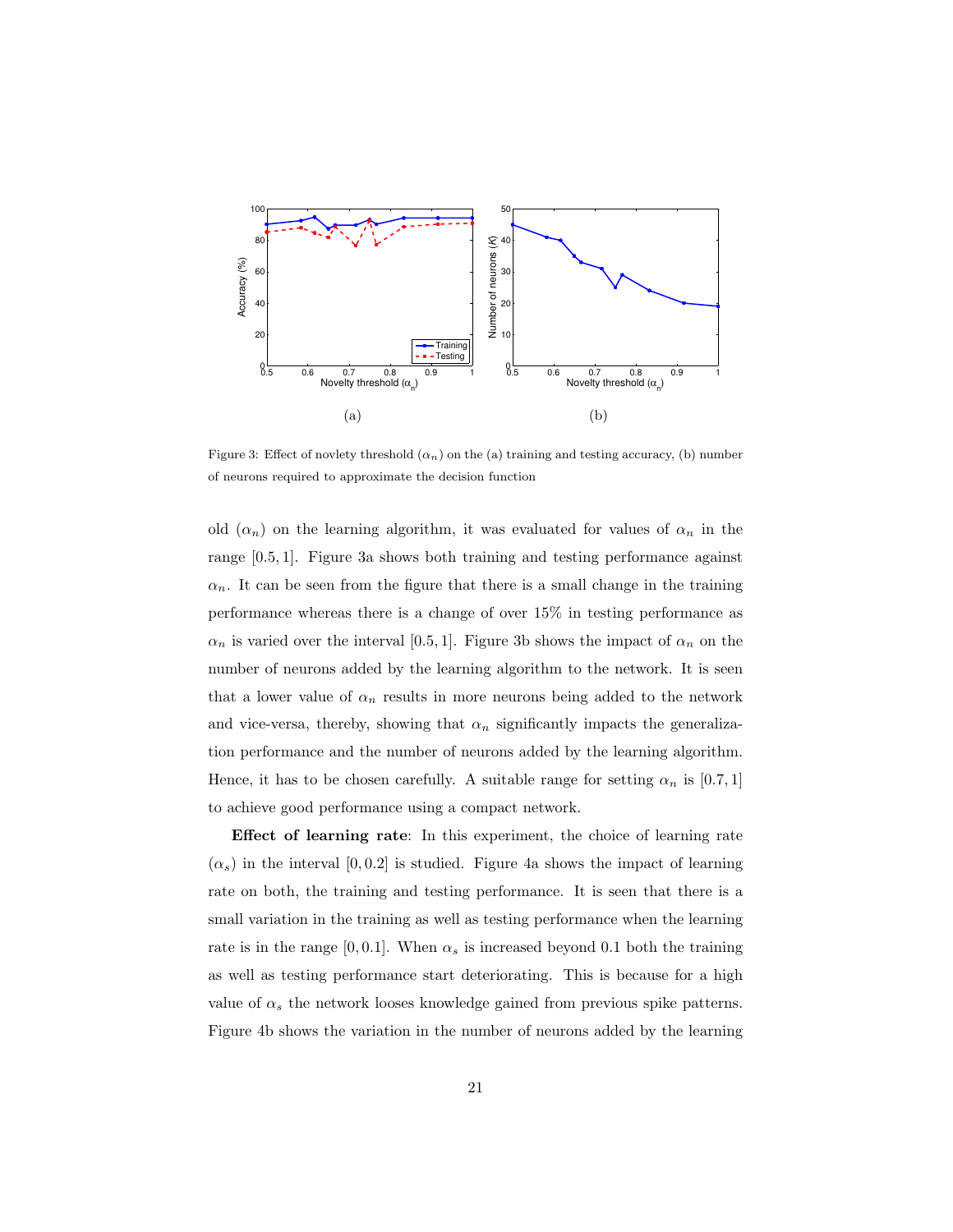(a)

(b)

Figure 3: Effect of novlety threshold ($\alpha_n$) on the (a) training and testing accuracy, (b) number of neurons required to approximate the decision function

old ($\alpha_n$) on the learning algorithm, it was evaluated for values of $\alpha_n$ in the range $[0.5, 1]$. Figure 3a shows both training and testing performance against $\alpha_n$. It can be seen from the figure that there is a small change in the training performance whereas there is a change of over 15% in testing performance as $\alpha_n$ is varied over the interval $[0.5, 1]$. Figure 3b shows the impact of $\alpha_n$ on the number of neurons added by the learning algorithm to the network. It is seen that a lower value of $\alpha_n$ results in more neurons being added to the network and vice-versa, thereby, showing that $\alpha_n$ significantly impacts the generalization performance and the number of neurons added by the learning algorithm. Hence, it has to be chosen carefully. A suitable range for setting $\alpha_n$ is $[0.7, 1]$ to achieve good performance using a compact network.

**Effect of learning rate**: In this experiment, the choice of learning rate ($\alpha_s$) in the interval $[0, 0.2]$ is studied. Figure 4a shows the impact of learning rate on both, the training and testing performance. It is seen that there is a small variation in the training as well as testing performance when the learning rate is in the range $[0, 0.1]$. When $\alpha_s$ is increased beyond 0.1 both the training as well as testing performance start deteriorating. This is because for a high value of $\alpha_s$ the network looses knowledge gained from previous spike patterns. Figure 4b shows the variation in the number of neurons added by the learning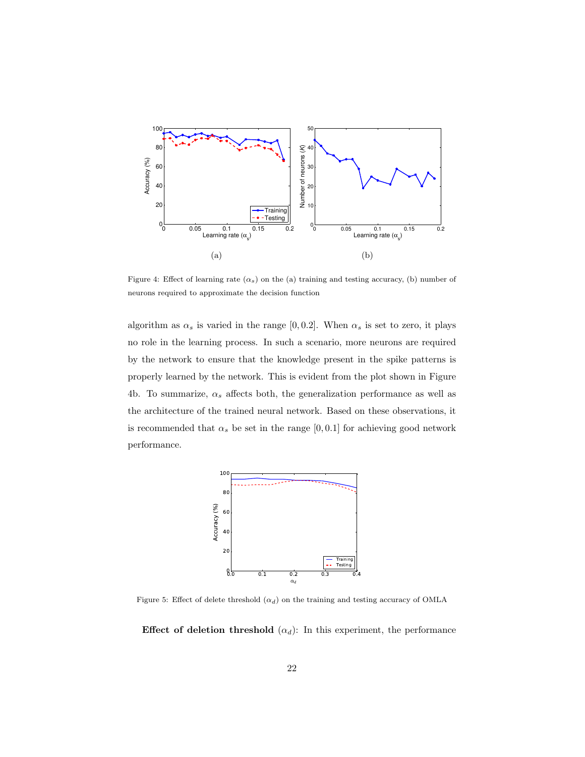(a)

(b)

Figure 4: Effect of learning rate ($\alpha_s$) on the (a) training and testing accuracy, (b) number of neurons required to approximate the decision function

algorithm as $\alpha_s$ is varied in the range $[0, 0.2]$. When $\alpha_s$ is set to zero, it plays no role in the learning process. In such a scenario, more neurons are required by the network to ensure that the knowledge present in the spike patterns is properly learned by the network. This is evident from the plot shown in Figure 4b. To summarize, $\alpha_s$ affects both, the generalization performance as well as the architecture of the trained neural network. Based on these observations, it is recommended that $\alpha_s$ be set in the range $[0, 0.1]$ for achieving good network performance.

Figure 5: Effect of delete threshold ($\alpha_d$) on the training and testing accuracy of OMLA

**Effect of deletion threshold** ($\alpha_d$): In this experiment, the performance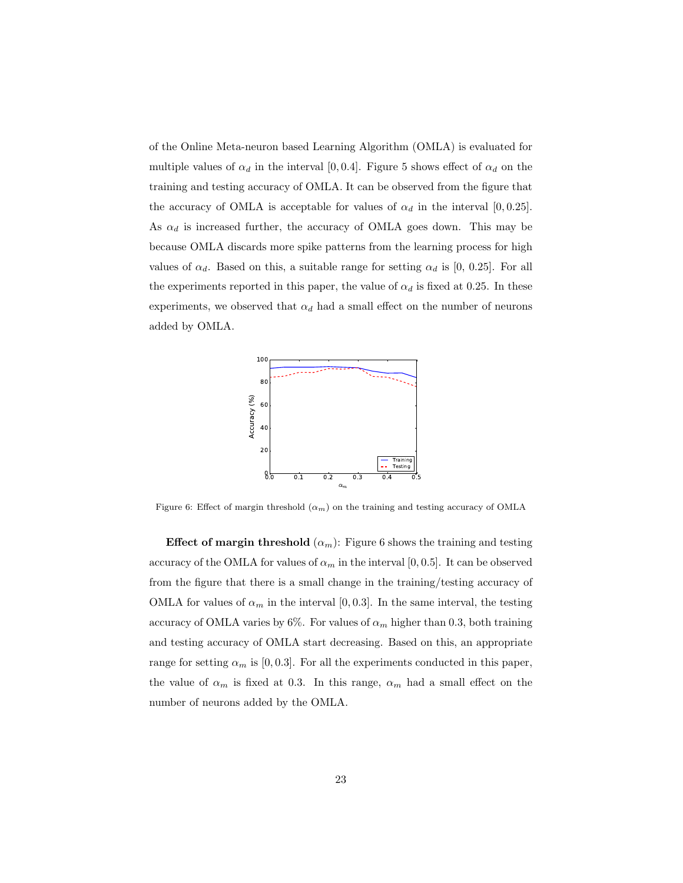of the Online Meta-neuron based Learning Algorithm (OMLA) is evaluated for multiple values of $\alpha_d$ in the interval $[0, 0.4]$. Figure 5 shows effect of $\alpha_d$ on the training and testing accuracy of OMLA. It can be observed from the figure that the accuracy of OMLA is acceptable for values of $\alpha_d$ in the interval $[0, 0.25]$. As $\alpha_d$ is increased further, the accuracy of OMLA goes down. This may be because OMLA discards more spike patterns from the learning process for high values of $\alpha_d$. Based on this, a suitable range for setting $\alpha_d$ is [0, 0.25]. For all the experiments reported in this paper, the value of $\alpha_d$ is fixed at 0.25. In these experiments, we observed that $\alpha_d$ had a small effect on the number of neurons added by OMLA.

Figure 6: Effect of margin threshold ($\alpha_m$) on the training and testing accuracy of OMLA

**Effect of margin threshold** ($\alpha_m$): Figure 6 shows the training and testing accuracy of the OMLA for values of $\alpha_m$ in the interval $[0, 0.5]$. It can be observed from the figure that there is a small change in the training/testing accuracy of OMLA for values of $\alpha_m$ in the interval $[0, 0.3]$. In the same interval, the testing accuracy of OMLA varies by 6%. For values of $\alpha_m$ higher than 0.3, both training and testing accuracy of OMLA start decreasing. Based on this, an appropriate range for setting $\alpha_m$ is $[0, 0.3]$. For all the experiments conducted in this paper, the value of $\alpha_m$ is fixed at 0.3. In this range, $\alpha_m$ had a small effect on the number of neurons added by the OMLA.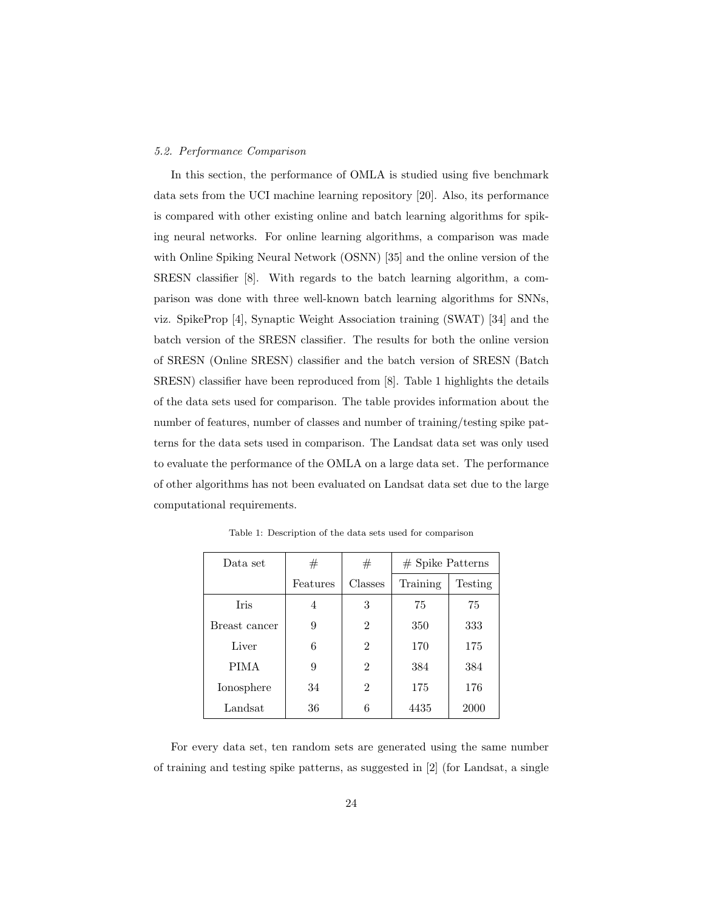### 5.2. Performance Comparison

In this section, the performance of OMLA is studied using five benchmark data sets from the UCI machine learning repository [20]. Also, its performance is compared with other existing online and batch learning algorithms for spiking neural networks. For online learning algorithms, a comparison was made with Online Spiking Neural Network (OSNN) [35] and the online version of the SRESN classifier [8]. With regards to the batch learning algorithm, a comparison was done with three well-known batch learning algorithms for SNNs, viz. SpikeProp [4], Synaptic Weight Association training (SWAT) [34] and the batch version of the SRESN classifier. The results for both the online version of SRESN (Online SRESN) classifier and the batch version of SRESN (Batch SRESN) classifier have been reproduced from [8]. Table 1 highlights the details of the data sets used for comparison. The table provides information about the number of features, number of classes and number of training/testing spike patterns for the data sets used in comparison. The Landsat data set was only used to evaluate the performance of the OMLA on a large data set. The performance of other algorithms has not been evaluated on Landsat data set due to the large computational requirements.

Table 1: Description of the data sets used for comparison

| Data set | # Features | # Classes | # Spike Patterns | |
|---|---|---|---|---|
| | | | Training | Testing |
| Iris | 4 | 3 | 75 | 75 |
| Breast cancer | 9 | 2 | 350 | 333 |
| Liver | 6 | 2 | 170 | 175 |
| PIMA | 9 | 2 | 384 | 384 |
| Ionosphere | 34 | 2 | 175 | 176 |
| Landsat | 36 | 6 | 4435 | 2000 |

For every data set, ten random sets are generated using the same number of training and testing spike patterns, as suggested in [2] (for Landsat, a single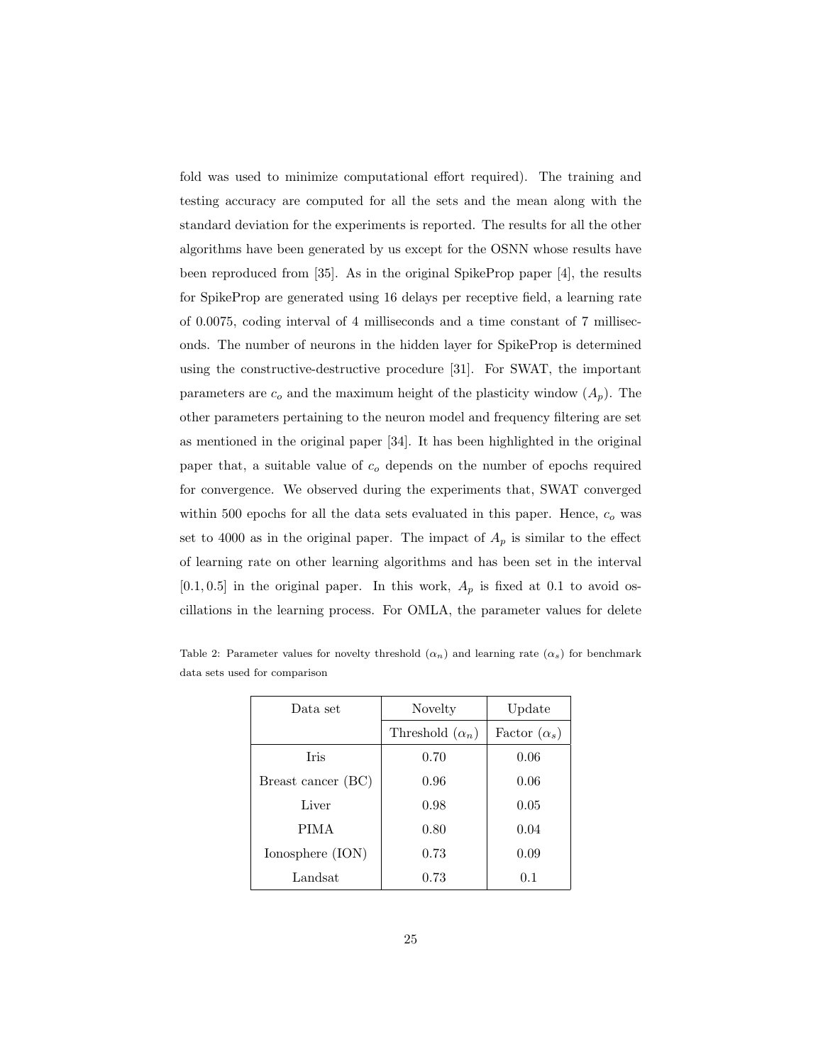fold was used to minimize computational effort required). The training and testing accuracy are computed for all the sets and the mean along with the standard deviation for the experiments is reported. The results for all the other algorithms have been generated by us except for the OSNN whose results have been reproduced from [35]. As in the original SpikeProp paper [4], the results for SpikeProp are generated using 16 delays per receptive field, a learning rate of 0.0075, coding interval of 4 milliseconds and a time constant of 7 milliseconds. The number of neurons in the hidden layer for SpikeProp is determined using the constructive-destructive procedure [31]. For SWAT, the important parameters are $c_o$ and the maximum height of the plasticity window ($A_p$). The other parameters pertaining to the neuron model and frequency filtering are set as mentioned in the original paper [34]. It has been highlighted in the original paper that, a suitable value of $c_o$ depends on the number of epochs required for convergence. We observed during the experiments that, SWAT converged within 500 epochs for all the data sets evaluated in this paper. Hence, $c_o$ was set to 4000 as in the original paper. The impact of $A_p$ is similar to the effect of learning rate on other learning algorithms and has been set in the interval $[0.1, 0.5]$ in the original paper. In this work, $A_p$ is fixed at 0.1 to avoid oscillations in the learning process. For OMLA, the parameter values for delete

Table 2: Parameter values for novelty threshold ($\alpha_n$) and learning rate ($\alpha_s$) for benchmark data sets used for comparison

| Data set | Novelty | Update |
|---|---|---|
| | Threshold ($\alpha_n$) | Factor ($\alpha_s$) |
| Iris | 0.70 | 0.06 |
| Breast cancer (BC) | 0.96 | 0.06 |
| Liver | 0.98 | 0.05 |
| PIMA | 0.80 | 0.04 |
| Ionosphere (ION) | 0.73 | 0.09 |
| Landsat | 0.73 | 0.1 |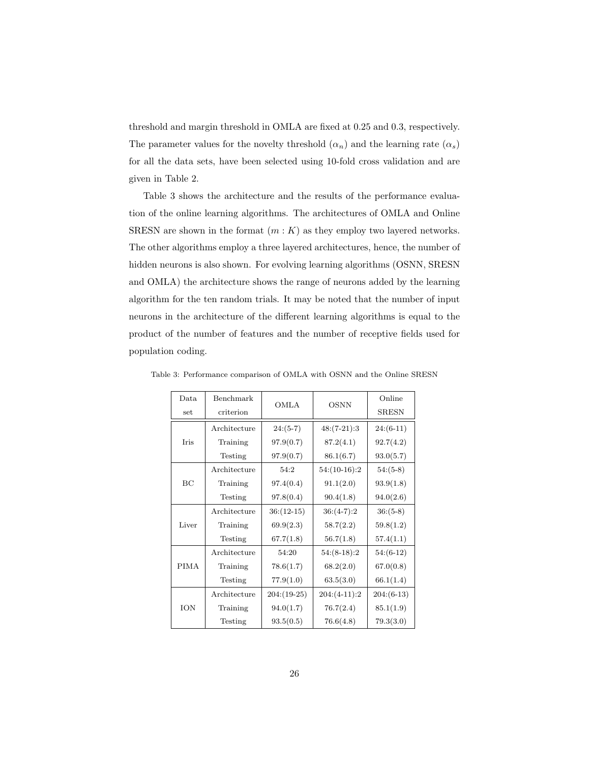threshold and margin threshold in OMLA are fixed at 0.25 and 0.3, respectively. The parameter values for the novelty threshold ($\alpha_n$) and the learning rate ($\alpha_s$) for all the data sets, have been selected using 10-fold cross validation and are given in Table 2.

Table 3 shows the architecture and the results of the performance evaluation of the online learning algorithms. The architectures of OMLA and Online SRESN are shown in the format ($m : K$) as they employ two layered networks. The other algorithms employ a three layered architectures, hence, the number of hidden neurons is also shown. For evolving learning algorithms (OSNN, SRESN and OMLA) the architecture shows the range of neurons added by the learning algorithm for the ten random trials. It may be noted that the number of input neurons in the architecture of the different learning algorithms is equal to the product of the number of features and the number of receptive fields used for population coding.

Table 3: Performance comparison of OMLA with OSNN and the Online SRESN

| Data set | Benchmark criterion | OMLA | OSNN | Online SRESN |
|---|---|---|---|---|
| Iris | Architecture | 24:(5-7) | 48:(7-21):3 | 24:(6-11) |
| | Training | 97.9(0.7) | 87.2(4.1) | 92.7(4.2) |
| | Testing | 97.9(0.7) | 86.1(6.7) | 93.0(5.7) |
| BC | Architecture | 54:2 | 54:(10-16):2 | 54:(5-8) |
| | Training | 97.4(0.4) | 91.1(2.0) | 93.9(1.8) |
| | Testing | 97.8(0.4) | 90.4(1.8) | 94.0(2.6) |
| Liver | Architecture | 36:(12-15) | 36:(4-7):2 | 36:(5-8) |
| | Training | 69.9(2.3) | 58.7(2.2) | 59.8(1.2) |
| | Testing | 67.7(1.8) | 56.7(1.8) | 57.4(1.1) |
| PIMA | Architecture | 54:20 | 54:(8-18):2 | 54:(6-12) |
| | Training | 78.6(1.7) | 68.2(2.0) | 67.0(0.8) |
| | Testing | 77.9(1.0) | 63.5(3.0) | 66.1(1.4) |
| ION | Architecture | 204:(19-25) | 204:(4-11):2 | 204:(6-13) |
| | Training | 94.0(1.7) | 76.7(2.4) | 85.1(1.9) |
| | Testing | 93.5(0.5) | 76.6(4.8) | 79.3(3.0) |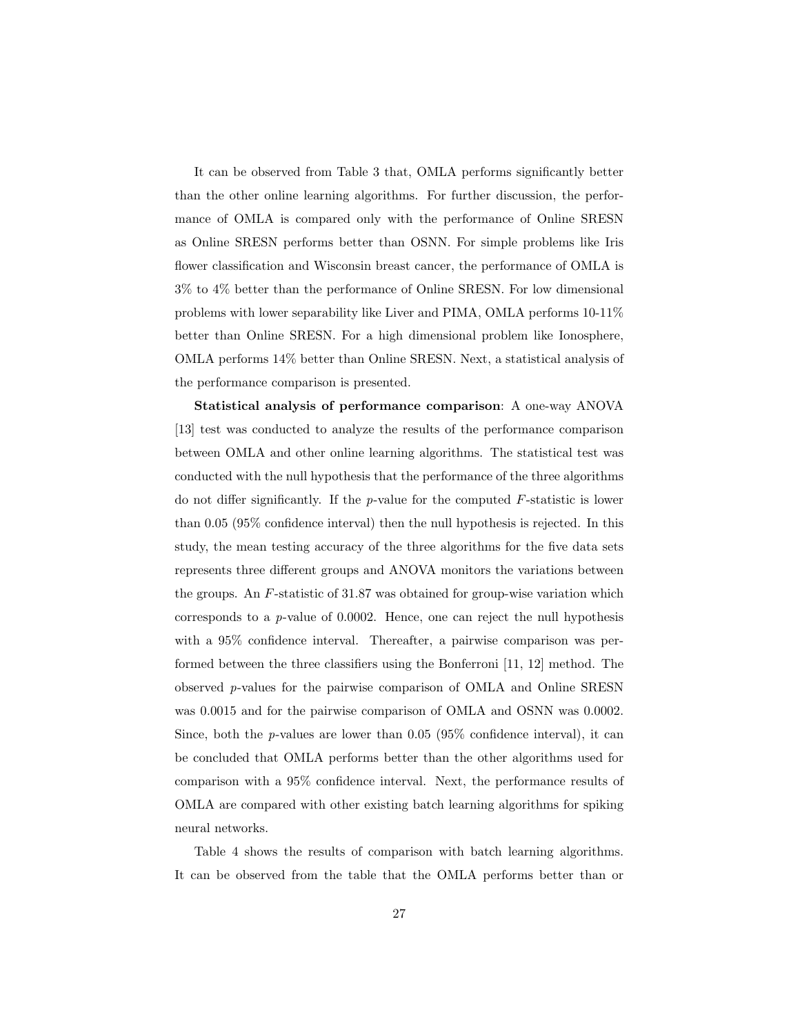It can be observed from Table 3 that, OMLA performs significantly better than the other online learning algorithms. For further discussion, the performance of OMLA is compared only with the performance of Online SRESN as Online SRESN performs better than OSNN. For simple problems like Iris flower classification and Wisconsin breast cancer, the performance of OMLA is 3% to 4% better than the performance of Online SRESN. For low dimensional problems with lower separability like Liver and PIMA, OMLA performs 10-11% better than Online SRESN. For a high dimensional problem like Ionosphere, OMLA performs 14% better than Online SRESN. Next, a statistical analysis of the performance comparison is presented.

**Statistical analysis of performance comparison**: A one-way ANOVA [13] test was conducted to analyze the results of the performance comparison between OMLA and other online learning algorithms. The statistical test was conducted with the null hypothesis that the performance of the three algorithms do not differ significantly. If the $p$-value for the computed $F$-statistic is lower than 0.05 (95% confidence interval) then the null hypothesis is rejected. In this study, the mean testing accuracy of the three algorithms for the five data sets represents three different groups and ANOVA monitors the variations between the groups. An $F$-statistic of 31.87 was obtained for group-wise variation which corresponds to a $p$-value of 0.0002. Hence, one can reject the null hypothesis with a 95% confidence interval. Thereafter, a pairwise comparison was performed between the three classifiers using the Bonferroni [11, 12] method. The observed $p$-values for the pairwise comparison of OMLA and Online SRESN was 0.0015 and for the pairwise comparison of OMLA and OSNN was 0.0002. Since, both the $p$-values are lower than 0.05 (95% confidence interval), it can be concluded that OMLA performs better than the other algorithms used for comparison with a 95% confidence interval. Next, the performance results of OMLA are compared with other existing batch learning algorithms for spiking neural networks.

Table 4 shows the results of comparison with batch learning algorithms. It can be observed from the table that the OMLA performs better than or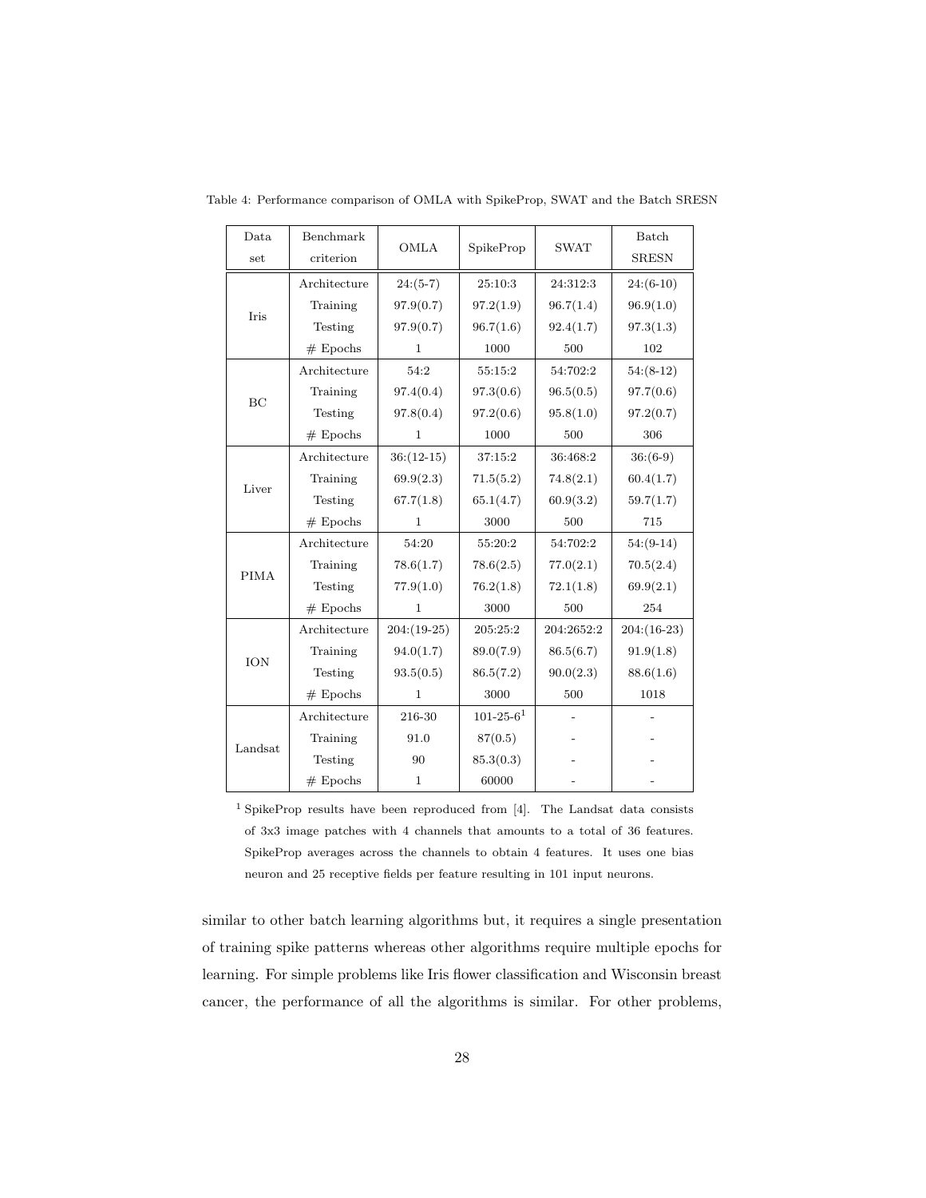Table 4: Performance comparison of OMLA with SpikeProp, SWAT and the Batch SRESN

| Data set | Benchmark criterion | OMLA | SpikeProp | SWAT | Batch SRESN |
|---|---|---|---|---|---|
| Iris | Architecture | 24:(5-7) | 25:10:3 | 24:312:3 | 24:(6-10) |
| | Training | 97.9(0.7) | 97.2(1.9) | 96.7(1.4) | 96.9(1.0) |
| | Testing | 97.9(0.7) | 96.7(1.6) | 92.4(1.7) | 97.3(1.3) |
| | # Epochs | 1 | 1000 | 500 | 102 |
| BC | Architecture | 54:2 | 55:15:2 | 54:702:2 | 54:(8-12) |
| | Training | 97.4(0.4) | 97.3(0.6) | 96.5(0.5) | 97.7(0.6) |
| | Testing | 97.8(0.4) | 97.2(0.6) | 95.8(1.0) | 97.2(0.7) |
| | # Epochs | 1 | 1000 | 500 | 306 |
| Liver | Architecture | 36:(12-15) | 37:15:2 | 36:468:2 | 36:(6-9) |
| | Training | 69.9(2.3) | 71.5(5.2) | 74.8(2.1) | 60.4(1.7) |
| | Testing | 67.7(1.8) | 65.1(4.7) | 60.9(3.2) | 59.7(1.7) |
| | # Epochs | 1 | 3000 | 500 | 715 |
| PIMA | Architecture | 54:20 | 55:20:2 | 54:702:2 | 54:(9-14) |
| | Training | 78.6(1.7) | 78.6(2.5) | 77.0(2.1) | 70.5(2.4) |
| | Testing | 77.9(1.0) | 76.2(1.8) | 72.1(1.8) | 69.9(2.1) |
| | # Epochs | 1 | 3000 | 500 | 254 |
| ION | Architecture | 204:(19-25) | 205:25:2 | 204:2652:2 | 204:(16-23) |
| | Training | 94.0(1.7) | 89.0(7.9) | 86.5(6.7) | 91.9(1.8) |
| | Testing | 93.5(0.5) | 86.5(7.2) | 90.0(2.3) | 88.6(1.6) |
| | # Epochs | 1 | 3000 | 500 | 1018 |
| Landsat | Architecture | 216-30 | 101-25-6[1] | - | - |
| | Training | 91.0 | 87(0.5) | - | - |
| | Testing | 90 | 85.3(0.3) | - | - |
| | # Epochs | 1 | 60000 | - | - |

[1] SpikeProp results have been reproduced from [4]. The Landsat data consists of 3x3 image patches with 4 channels that amounts to a total of 36 features. SpikeProp averages across the channels to obtain 4 features. It uses one bias neuron and 25 receptive fields per feature resulting in 101 input neurons.

similar to other batch learning algorithms but, it requires a single presentation of training spike patterns whereas other algorithms require multiple epochs for learning. For simple problems like Iris flower classification and Wisconsin breast cancer, the performance of all the algorithms is similar. For other problems,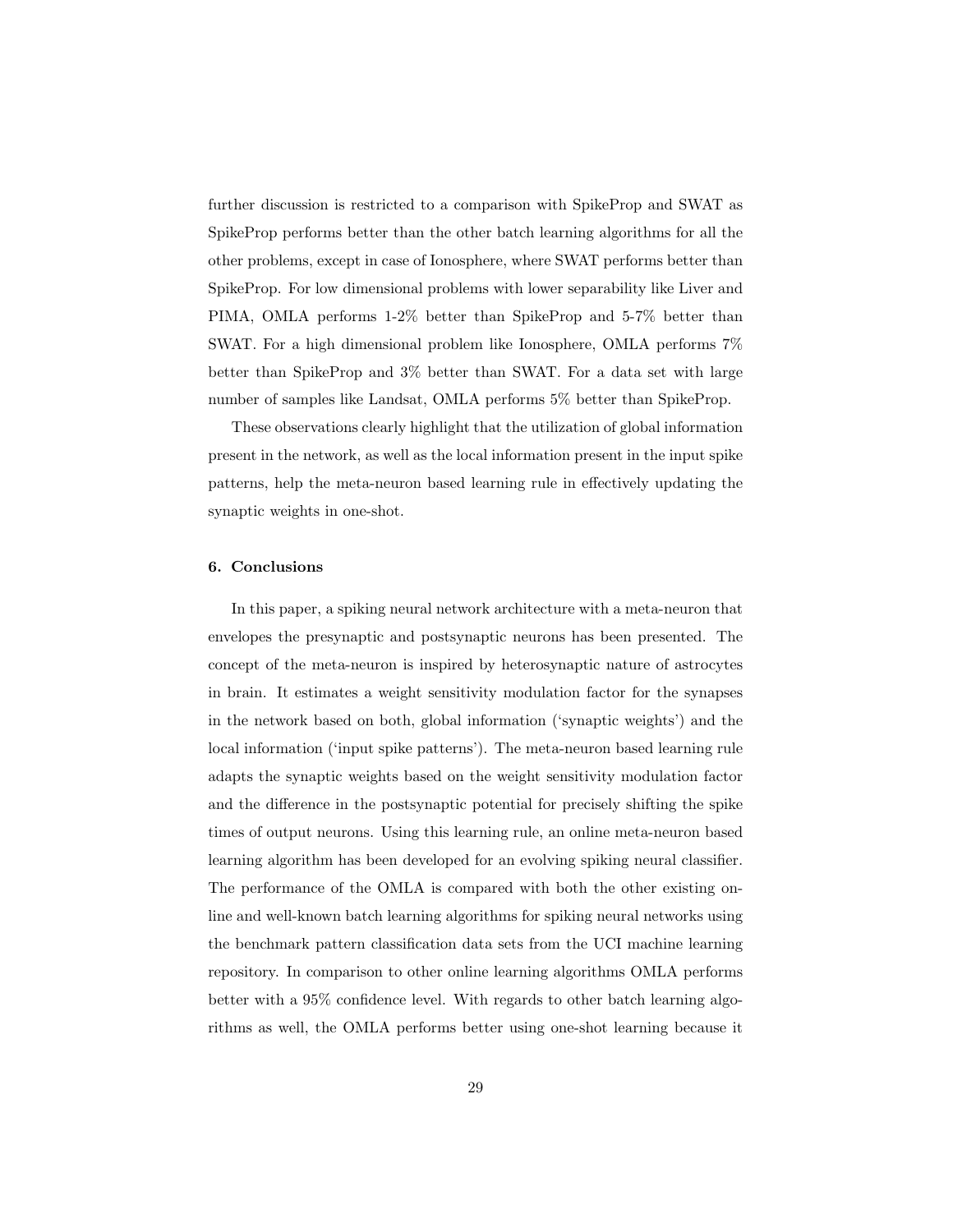further discussion is restricted to a comparison with SpikeProp and SWAT as SpikeProp performs better than the other batch learning algorithms for all the other problems, except in case of Ionosphere, where SWAT performs better than SpikeProp. For low dimensional problems with lower separability like Liver and PIMA, OMLA performs 1-2% better than SpikeProp and 5-7% better than SWAT. For a high dimensional problem like Ionosphere, OMLA performs 7% better than SpikeProp and 3% better than SWAT. For a data set with large number of samples like Landsat, OMLA performs 5% better than SpikeProp.

These observations clearly highlight that the utilization of global information present in the network, as well as the local information present in the input spike patterns, help the meta-neuron based learning rule in effectively updating the synaptic weights in one-shot.

## 6. Conclusions

In this paper, a spiking neural network architecture with a meta-neuron that envelopes the presynaptic and postsynaptic neurons has been presented. The concept of the meta-neuron is inspired by heterosynaptic nature of astrocytes in brain. It estimates a weight sensitivity modulation factor for the synapses in the network based on both, global information ('synaptic weights') and the local information ('input spike patterns'). The meta-neuron based learning rule adapts the synaptic weights based on the weight sensitivity modulation factor and the difference in the postsynaptic potential for precisely shifting the spike times of output neurons. Using this learning rule, an online meta-neuron based learning algorithm has been developed for an evolving spiking neural classifier. The performance of the OMLA is compared with both the other existing online and well-known batch learning algorithms for spiking neural networks using the benchmark pattern classification data sets from the UCI machine learning repository. In comparison to other online learning algorithms OMLA performs better with a 95% confidence level. With regards to other batch learning algorithms as well, the OMLA performs better using one-shot learning because it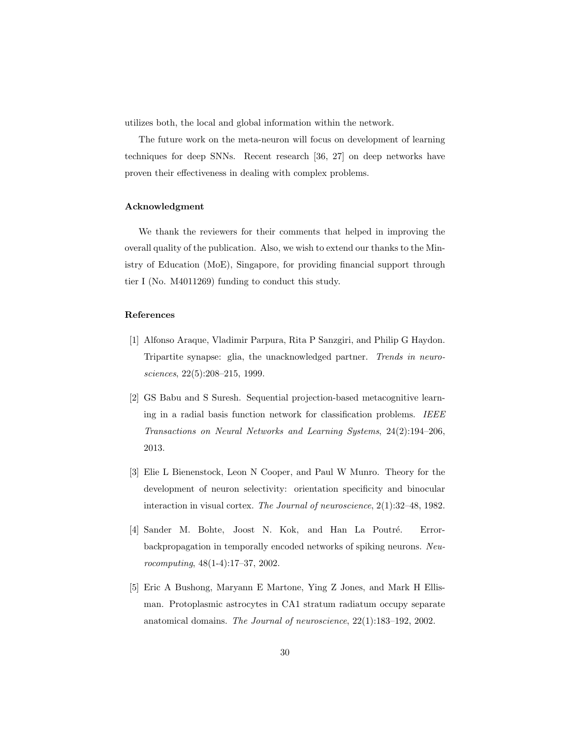utilizes both, the local and global information within the network.

The future work on the meta-neuron will focus on development of learning techniques for deep SNNs. Recent research [36, 27] on deep networks have proven their effectiveness in dealing with complex problems.

### Acknowledgment

We thank the reviewers for their comments that helped in improving the overall quality of the publication. Also, we wish to extend our thanks to the Ministry of Education (MoE), Singapore, for providing financial support through tier I (No. M4011269) funding to conduct this study.

### References

[1] Alfonso Araque, Vladimir Parpura, Rita P Sanzgiri, and Philip G Haydon. Tripartite synapse: glia, the unacknowledged partner. *Trends in neurosciences*, 22(5):208–215, 1999.

[2] GS Babu and S Suresh. Sequential projection-based metacognitive learning in a radial basis function network for classification problems. *IEEE Transactions on Neural Networks and Learning Systems*, 24(2):194–206, 2013.

[3] Elie L Bienenstock, Leon N Cooper, and Paul W Munro. Theory for the development of neuron selectivity: orientation specificity and binocular interaction in visual cortex. *The Journal of neuroscience*, 2(1):32–48, 1982.

[4] Sander M. Bohte, Joost N. Kok, and Han La Poutré. Error-backpropagation in temporally encoded networks of spiking neurons. *Neurocomputing*, 48(1-4):17–37, 2002.

[5] Eric A Bushong, Maryann E Martone, Ying Z Jones, and Mark H Ellisman. Protoplasmic astrocytes in CA1 stratum radiatum occupy separate anatomical domains. *The Journal of neuroscience*, 22(1):183–192, 2002.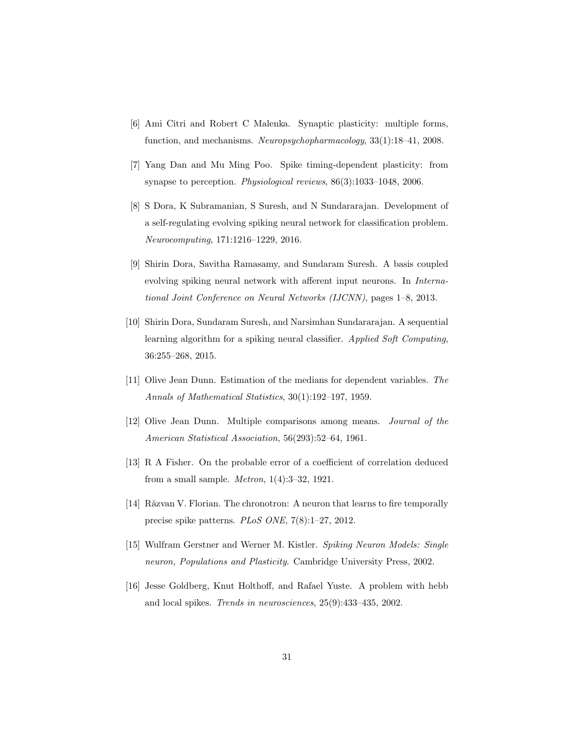[6] Ami Citri and Robert C Malenka. Synaptic plasticity: multiple forms, function, and mechanisms. *Neuropsychopharmacology*, 33(1):18–41, 2008.

[7] Yang Dan and Mu Ming Poo. Spike timing-dependent plasticity: from synapse to perception. *Physiological reviews*, 86(3):1033–1048, 2006.

[8] S Dora, K Subramanian, S Suresh, and N Sundararajan. Development of a self-regulating evolving spiking neural network for classification problem. *Neurocomputing*, 171:1216–1229, 2016.

[9] Shirin Dora, Savitha Ramasamy, and Sundaram Suresh. A basis coupled evolving spiking neural network with afferent input neurons. In *International Joint Conference on Neural Networks (IJCNN)*, pages 1–8, 2013.

[10] Shirin Dora, Sundaram Suresh, and Narsimhan Sundararajan. A sequential learning algorithm for a spiking neural classifier. *Applied Soft Computing*, 36:255–268, 2015.

[11] Olive Jean Dunn. Estimation of the medians for dependent variables. *The Annals of Mathematical Statistics*, 30(1):192–197, 1959.

[12] Olive Jean Dunn. Multiple comparisons among means. *Journal of the American Statistical Association*, 56(293):52–64, 1961.

[13] R A Fisher. On the probable error of a coefficient of correlation deduced from a small sample. *Metron*, 1(4):3–32, 1921.

[14] Răzvan V. Florian. The chronotron: A neuron that learns to fire temporally precise spike patterns. *PLoS ONE*, 7(8):1–27, 2012.

[15] Wulfram Gerstner and Werner M. Kistler. *Spiking Neuron Models: Single neuron, Populations and Plasticity*. Cambridge University Press, 2002.

[16] Jesse Goldberg, Knut Holthoff, and Rafael Yuste. A problem with hebb and local spikes. *Trends in neurosciences*, 25(9):433–435, 2002.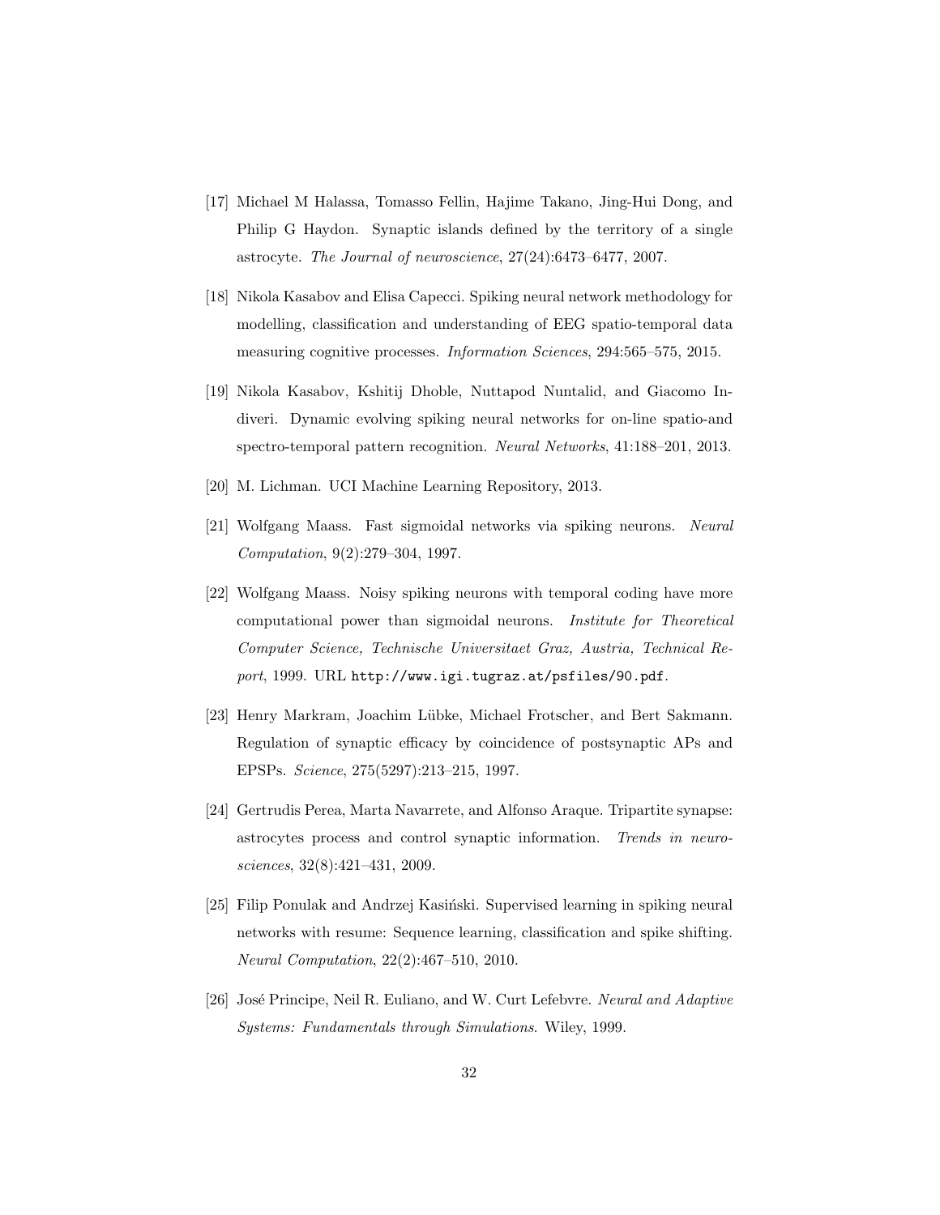[17] Michael M Halassa, Tomasso Fellin, Hajime Takano, Jing-Hui Dong, and Philip G Haydon. Synaptic islands defined by the territory of a single astrocyte. *The Journal of neuroscience*, 27(24):6473–6477, 2007.

[18] Nikola Kasabov and Elisa Capecci. Spiking neural network methodology for modelling, classification and understanding of EEG spatio-temporal data measuring cognitive processes. *Information Sciences*, 294:565–575, 2015.

[19] Nikola Kasabov, Kshitij Dhoble, Nuttapod Nuntalid, and Giacomo Indiveri. Dynamic evolving spiking neural networks for on-line spatio-and spectro-temporal pattern recognition. *Neural Networks*, 41:188–201, 2013.

[20] M. Lichman. UCI Machine Learning Repository, 2013.

[21] Wolfgang Maass. Fast sigmoidal networks via spiking neurons. *Neural Computation*, 9(2):279–304, 1997.

[22] Wolfgang Maass. Noisy spiking neurons with temporal coding have more computational power than sigmoidal neurons. *Institute for Theoretical Computer Science, Technische Universitaet Graz, Austria, Technical Report*, 1999. URL `http://www.igi.tugraz.at/psfiles/90.pdf`.

[23] Henry Markram, Joachim Lübke, Michael Frotscher, and Bert Sakmann. Regulation of synaptic efficacy by coincidence of postsynaptic APs and EPSPs. *Science*, 275(5297):213–215, 1997.

[24] Gertrudis Perea, Marta Navarrete, and Alfonso Araque. Tripartite synapse: astrocytes process and control synaptic information. *Trends in neurosciences*, 32(8):421–431, 2009.

[25] Filip Ponulak and Andrzej Kasiński. Supervised learning in spiking neural networks with resume: Sequence learning, classification and spike shifting. *Neural Computation*, 22(2):467–510, 2010.

[26] José Principe, Neil R. Euliano, and W. Curt Lefebvre. *Neural and Adaptive Systems: Fundamentals through Simulations*. Wiley, 1999.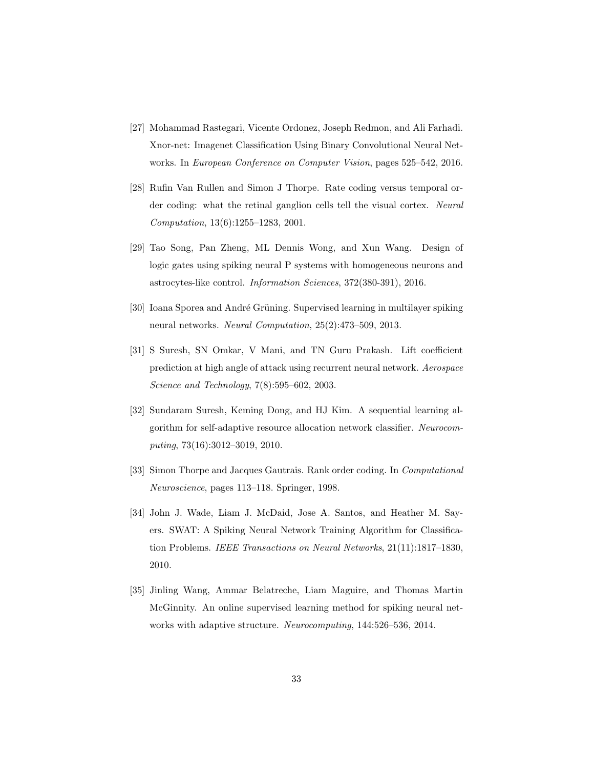[27] Mohammad Rastegari, Vicente Ordonez, Joseph Redmon, and Ali Farhadi. Xnor-net: Imagenet Classification Using Binary Convolutional Neural Networks. In *European Conference on Computer Vision*, pages 525–542, 2016.

[28] Rufin Van Rullen and Simon J Thorpe. Rate coding versus temporal order coding: what the retinal ganglion cells tell the visual cortex. *Neural Computation*, 13(6):1255–1283, 2001.

[29] Tao Song, Pan Zheng, ML Dennis Wong, and Xun Wang. Design of logic gates using spiking neural P systems with homogeneous neurons and astrocytes-like control. *Information Sciences*, 372(380-391), 2016.

[30] Ioana Sporea and André Grüning. Supervised learning in multilayer spiking neural networks. *Neural Computation*, 25(2):473–509, 2013.

[31] S Suresh, SN Omkar, V Mani, and TN Guru Prakash. Lift coefficient prediction at high angle of attack using recurrent neural network. *Aerospace Science and Technology*, 7(8):595–602, 2003.

[32] Sundaram Suresh, Keming Dong, and HJ Kim. A sequential learning algorithm for self-adaptive resource allocation network classifier. *Neurocomputing*, 73(16):3012–3019, 2010.

[33] Simon Thorpe and Jacques Gautrais. Rank order coding. In *Computational Neuroscience*, pages 113–118. Springer, 1998.

[34] John J. Wade, Liam J. McDaid, Jose A. Santos, and Heather M. Sayers. SWAT: A Spiking Neural Network Training Algorithm for Classification Problems. *IEEE Transactions on Neural Networks*, 21(11):1817–1830, 2010.

[35] Jinling Wang, Ammar Belatreche, Liam Maguire, and Thomas Martin McGinnity. An online supervised learning method for spiking neural networks with adaptive structure. *Neurocomputing*, 144:526–536, 2014.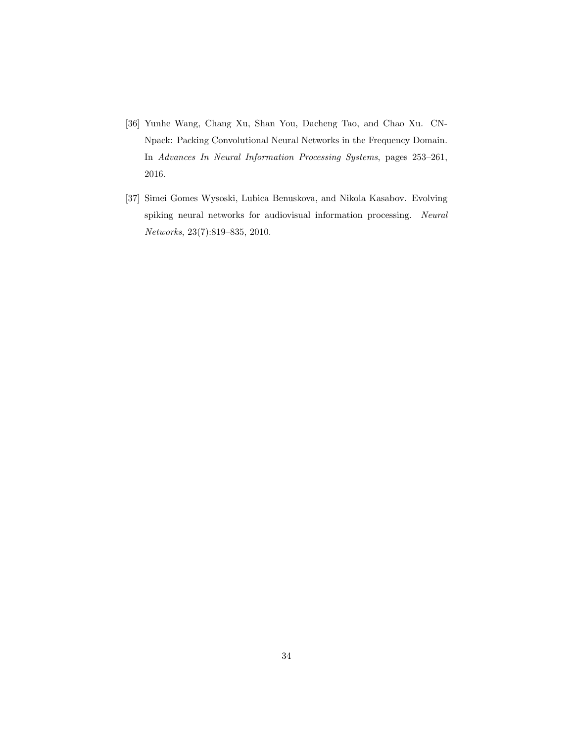[36] Yunhe Wang, Chang Xu, Shan You, Dacheng Tao, and Chao Xu. CNNpack: Packing Convolutional Neural Networks in the Frequency Domain. In *Advances In Neural Information Processing Systems*, pages 253–261, 2016.

[37] Simei Gomes Wysoski, Lubica Benuskova, and Nikola Kasabov. Evolving spiking neural networks for audiovisual information processing. *Neural Networks*, 23(7):819–835, 2010.